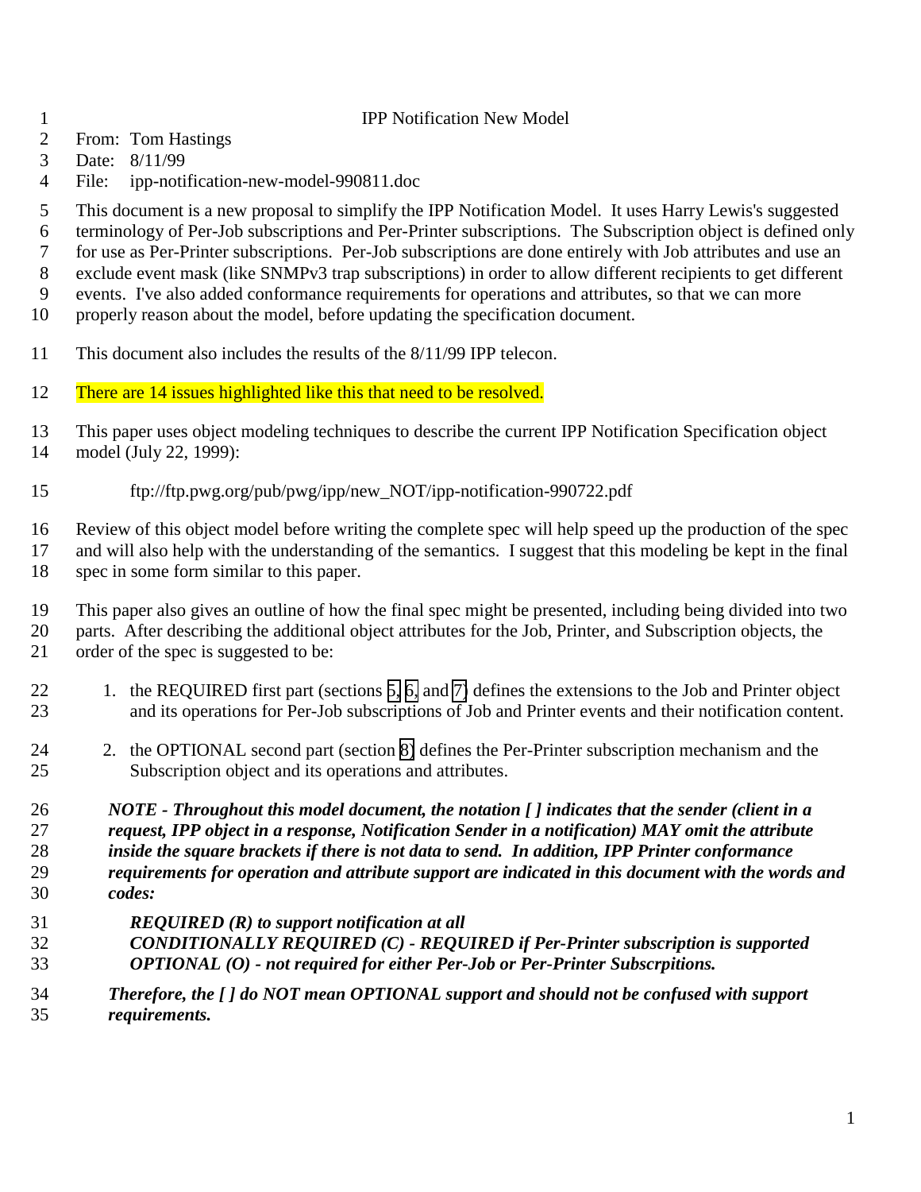# IPP Notification New Model

From: Tom Hastings
Date: 8/11/99
File: ipp-notification-new-model-990811.doc

This document is a new proposal to simplify the IPP Notification Model. It uses Harry Lewis's suggested terminology of Per-Job subscriptions and Per-Printer subscriptions. The Subscription object is defined only for use as Per-Printer subscriptions. Per-Job subscriptions are done entirely with Job attributes and use an exclude event mask (like SNMPv3 trap subscriptions) in order to allow different recipients to get different events. I've also added conformance requirements for operations and attributes, so that we can more properly reason about the model, before updating the specification document.

This document also includes the results of the 8/11/99 IPP telecon.

There are 14 issues highlighted like this that need to be resolved.

This paper uses object modeling techniques to describe the current IPP Notification Specification object model (July 22, 1999):

ftp://ftp.pwg.org/pub/pwg/ipp/new_NOT/ipp-notification-990722.pdf

Review of this object model before writing the complete spec will help speed up the production of the spec and will also help with the understanding of the semantics. I suggest that this modeling be kept in the final spec in some form similar to this paper.

This paper also gives an outline of how the final spec might be presented, including being divided into two parts. After describing the additional object attributes for the Job, Printer, and Subscription objects, the order of the spec is suggested to be:

1. the REQUIRED first part (sections 5, 6, and 7) defines the extensions to the Job and Printer object and its operations for Per-Job subscriptions of Job and Printer events and their notification content.

2. the OPTIONAL second part (section 8) defines the Per-Printer subscription mechanism and the Subscription object and its operations and attributes.

> ***NOTE - Throughout this model document, the notation [ ] indicates that the sender (client in a request, IPP object in a response, Notification Sender in a notification) MAY omit the attribute inside the square brackets if there is not data to send. In addition, IPP Printer conformance requirements for operation and attribute support are indicated in this document with the words and codes:***
>
> ***REQUIRED (R) to support notification at all***
> ***CONDITIONALLY REQUIRED (C) - REQUIRED if Per-Printer subscription is supported***
> ***OPTIONAL (O) - not required for either Per-Job or Per-Printer Subscrpitions.***
>
> ***Therefore, the [ ] do NOT mean OPTIONAL support and should not be confused with support requirements.***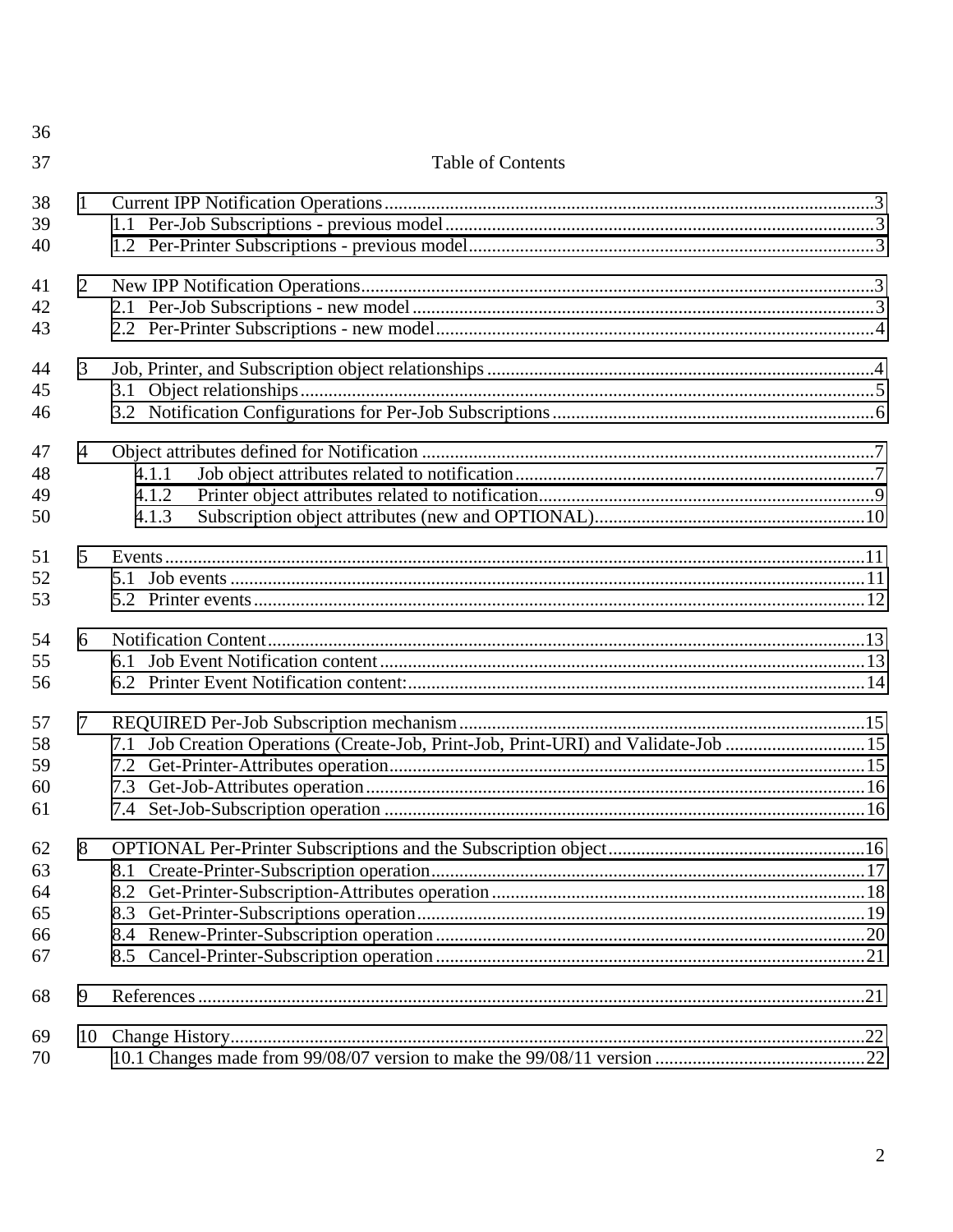Table of Contents

1 Current IPP Notification Operations....3
  1.1 Per-Job Subscriptions - previous model....3
  1.2 Per-Printer Subscriptions - previous model....3

2 New IPP Notification Operations....3
  2.1 Per-Job Subscriptions - new model....3
  2.2 Per-Printer Subscriptions - new model....4

3 Job, Printer, and Subscription object relationships....4
  3.1 Object relationships....5
  3.2 Notification Configurations for Per-Job Subscriptions....6

4 Object attributes defined for Notification....7
    4.1.1 Job object attributes related to notification....7
    4.1.2 Printer object attributes related to notification....9
    4.1.3 Subscription object attributes (new and OPTIONAL)....10

5 Events....11
  5.1 Job events....11
  5.2 Printer events....12

6 Notification Content....13
  6.1 Job Event Notification content....13
  6.2 Printer Event Notification content:....14

7 REQUIRED Per-Job Subscription mechanism....15
  7.1 Job Creation Operations (Create-Job, Print-Job, Print-URI) and Validate-Job....15
  7.2 Get-Printer-Attributes operation....15
  7.3 Get-Job-Attributes operation....16
  7.4 Set-Job-Subscription operation....16

8 OPTIONAL Per-Printer Subscriptions and the Subscription object....16
  8.1 Create-Printer-Subscription operation....17
  8.2 Get-Printer-Subscription-Attributes operation....18
  8.3 Get-Printer-Subscriptions operation....19
  8.4 Renew-Printer-Subscription operation....20
  8.5 Cancel-Printer-Subscription operation....21

9 References....21

10 Change History....22
  10.1 Changes made from 99/08/07 version to make the 99/08/11 version....22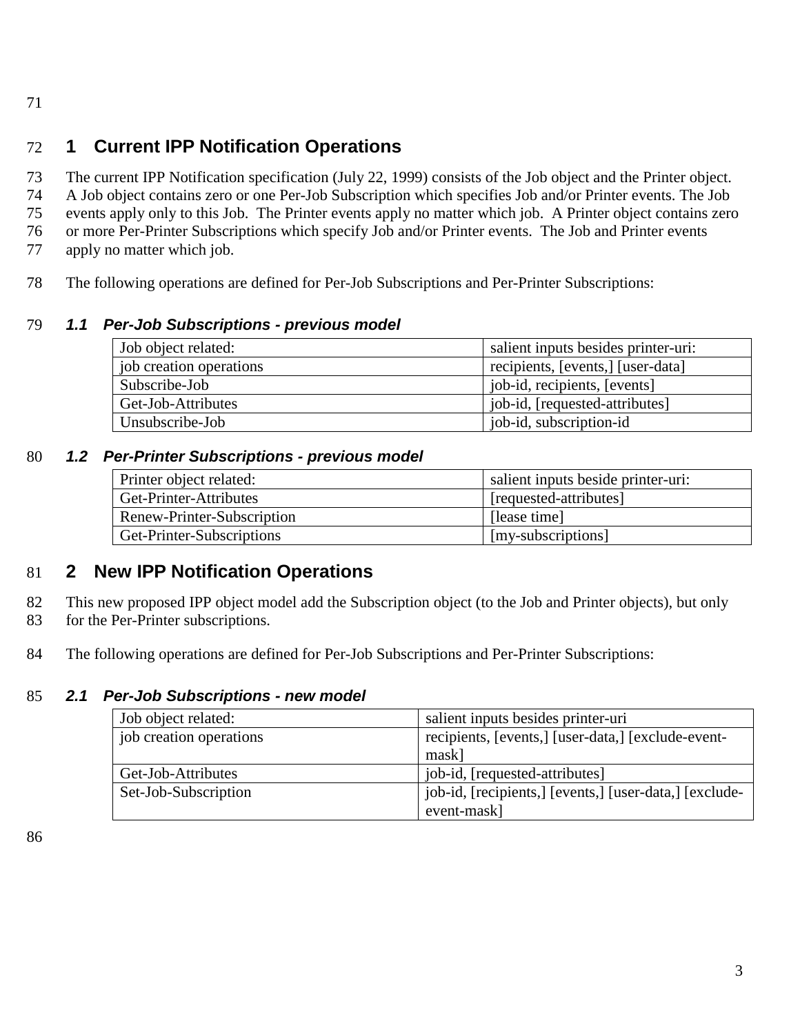# 1 Current IPP Notification Operations

The current IPP Notification specification (July 22, 1999) consists of the Job object and the Printer object. A Job object contains zero or one Per-Job Subscription which specifies Job and/or Printer events. The Job events apply only to this Job. The Printer events apply no matter which job. A Printer object contains zero or more Per-Printer Subscriptions which specify Job and/or Printer events. The Job and Printer events apply no matter which job.

The following operations are defined for Per-Job Subscriptions and Per-Printer Subscriptions:

## 1.1 Per-Job Subscriptions - previous model

| Job object related: | salient inputs besides printer-uri: |
|---|---|
| job creation operations | recipients, [events,] [user-data] |
| Subscribe-Job | job-id, recipients, [events] |
| Get-Job-Attributes | job-id, [requested-attributes] |
| Unsubscribe-Job | job-id, subscription-id |

## 1.2 Per-Printer Subscriptions - previous model

| Printer object related: | salient inputs beside printer-uri: |
|---|---|
| Get-Printer-Attributes | [requested-attributes] |
| Renew-Printer-Subscription | [lease time] |
| Get-Printer-Subscriptions | [my-subscriptions] |

# 2 New IPP Notification Operations

This new proposed IPP object model add the Subscription object (to the Job and Printer objects), but only for the Per-Printer subscriptions.

The following operations are defined for Per-Job Subscriptions and Per-Printer Subscriptions:

## 2.1 Per-Job Subscriptions - new model

| Job object related: | salient inputs besides printer-uri |
|---|---|
| job creation operations | recipients, [events,] [user-data,] [exclude-event-mask] |
| Get-Job-Attributes | job-id, [requested-attributes] |
| Set-Job-Subscription | job-id, [recipients,] [events,] [user-data,] [exclude-event-mask] |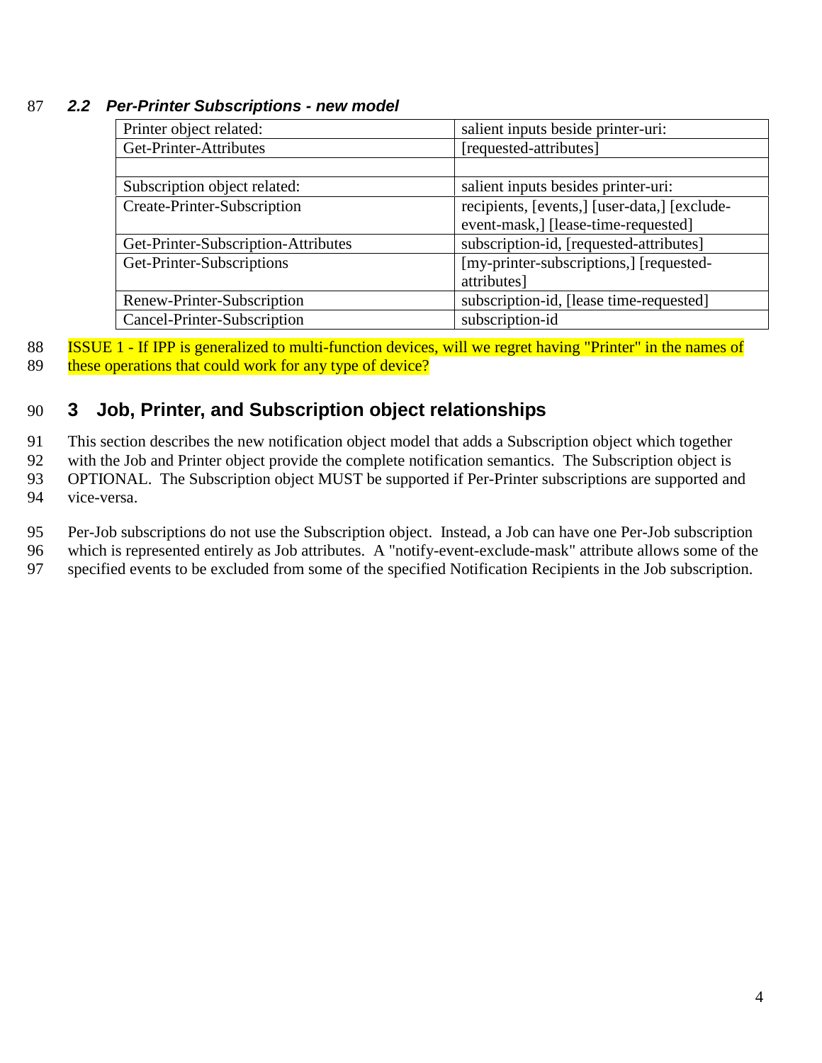### 2.2 Per-Printer Subscriptions - new model

| Printer object related: | salient inputs beside printer-uri: |
|---|---|
| Get-Printer-Attributes | [requested-attributes] |
| | |
| Subscription object related: | salient inputs besides printer-uri: |
| Create-Printer-Subscription | recipients, [events,] [user-data,] [exclude-event-mask,] [lease-time-requested] |
| Get-Printer-Subscription-Attributes | subscription-id, [requested-attributes] |
| Get-Printer-Subscriptions | [my-printer-subscriptions,] [requested-attributes] |
| Renew-Printer-Subscription | subscription-id, [lease time-requested] |
| Cancel-Printer-Subscription | subscription-id |

ISSUE 1 - If IPP is generalized to multi-function devices, will we regret having "Printer" in the names of these operations that could work for any type of device?

## 3 Job, Printer, and Subscription object relationships

This section describes the new notification object model that adds a Subscription object which together with the Job and Printer object provide the complete notification semantics. The Subscription object is OPTIONAL. The Subscription object MUST be supported if Per-Printer subscriptions are supported and vice-versa.

Per-Job subscriptions do not use the Subscription object. Instead, a Job can have one Per-Job subscription which is represented entirely as Job attributes. A "notify-event-exclude-mask" attribute allows some of the specified events to be excluded from some of the specified Notification Recipients in the Job subscription.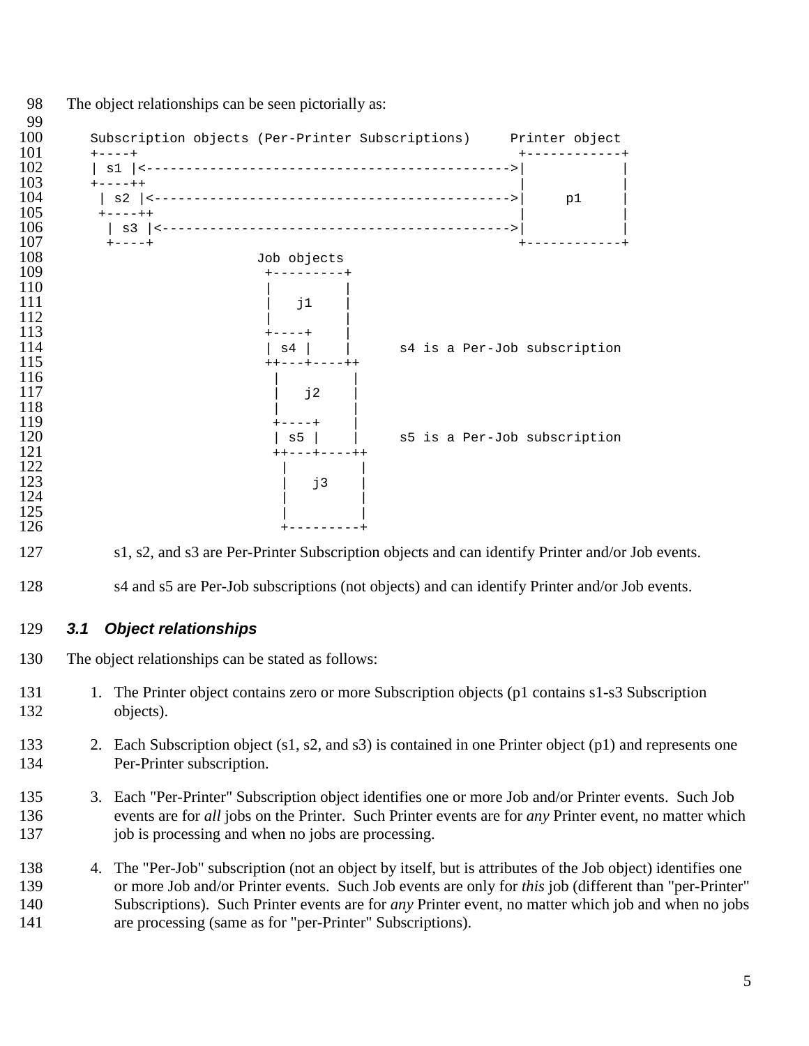The object relationships can be seen pictorially as:

```
Subscription objects (Per-Printer Subscriptions)     Printer object
+----+                                                +------------+
| s1 |<--------------------------------------------->|            |
+----++                                               |            |
 | s2 |<-------------------------------------------->|     p1     |
 +----++                                              |            |
  | s3 |<------------------------------------------->|            |
  +----+                                              +------------+
                     Job objects
                      +---------+
                      |         |
                      |   j1    |
                      |         |
                      +----+    |
                      | s4 |    |      s4 is a Per-Job subscription
                      ++---+----++
                       |         |
                       |   j2    |
                       |         |
                       +----+    |
                       | s5 |    |     s5 is a Per-Job subscription
                       ++---+----++
                        |         |
                        |   j3    |
                        |         |
                        |         |
                        +---------+
```

s1, s2, and s3 are Per-Printer Subscription objects and can identify Printer and/or Job events.

s4 and s5 are Per-Job subscriptions (not objects) and can identify Printer and/or Job events.

### 3.1 Object relationships

The object relationships can be stated as follows:

1. The Printer object contains zero or more Subscription objects (p1 contains s1-s3 Subscription objects).
2. Each Subscription object (s1, s2, and s3) is contained in one Printer object (p1) and represents one Per-Printer subscription.
3. Each "Per-Printer" Subscription object identifies one or more Job and/or Printer events. Such Job events are for *all* jobs on the Printer. Such Printer events are for *any* Printer event, no matter which job is processing and when no jobs are processing.
4. The "Per-Job" subscription (not an object by itself, but is attributes of the Job object) identifies one or more Job and/or Printer events. Such Job events are only for *this* job (different than "per-Printer" Subscriptions). Such Printer events are for *any* Printer event, no matter which job and when no jobs are processing (same as for "per-Printer" Subscriptions).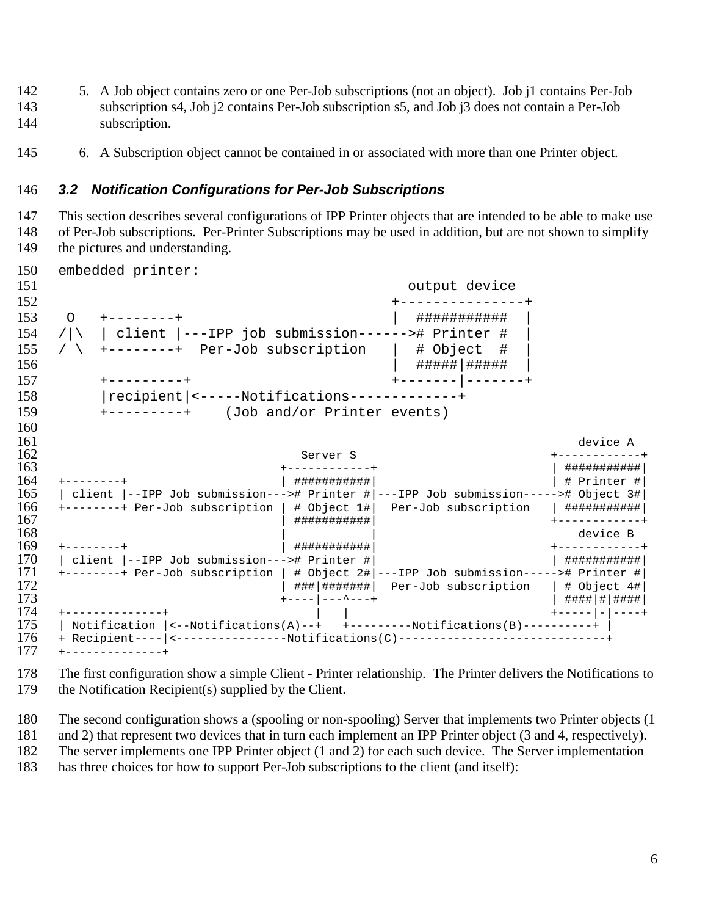5. A Job object contains zero or one Per-Job subscriptions (not an object). Job j1 contains Per-Job subscription s4, Job j2 contains Per-Job subscription s5, and Job j3 does not contain a Per-Job subscription.

6. A Subscription object cannot be contained in or associated with more than one Printer object.

### 3.2 Notification Configurations for Per-Job Subscriptions

This section describes several configurations of IPP Printer objects that are intended to be able to make use of Per-Job subscriptions. Per-Printer Subscriptions may be used in addition, but are not shown to simplify the pictures and understanding.

```
embedded printer:
                                          output device
                                        +---------------+
 O   +--------+                         |  ###########  |
/|\  | client |---IPP job submission------># Printer #  |
/ \  +--------+  Per-Job subscription   |  # Object  #  |
                                        |  #####|#####  |
     +---------+                        +-------|-------+
     |recipient|<-----Notifications-------------+
     +---------+    (Job and/or Printer events)

                                                                                 device A
                                    Server S                                 +------------+
                                 +------------+                              | ###########|
+--------+                       | ###########|                              | # Printer #|
| client |--IPP Job submission---># Printer #|---IPP Job submission-----># Object 3#|
+--------+ Per-Job subscription  | # Object 1#|  Per-Job subscription       | ###########|
                                 | ###########|                              +------------+
                                 |            |                                  device B
+--------+                       | ###########|                              +------------+
| client |--IPP Job submission---># Printer #|                              | ###########|
+--------+ Per-Job subscription  | # Object 2#|---IPP Job submission-----># Printer #|
                                 | ###|#######|  Per-Job subscription       | # Object 4#|
                                 +----|---^---+                              | ####|#|####|
+--------------+                      |   |                                  +-----|-|----+
| Notification |<--Notifications(A)--+   +---------Notifications(B)----------+ |
+ Recipient----|<----------------Notifications(C)------------------------------+
+--------------+
```

The first configuration show a simple Client - Printer relationship. The Printer delivers the Notifications to the Notification Recipient(s) supplied by the Client.

The second configuration shows a (spooling or non-spooling) Server that implements two Printer objects (1 and 2) that represent two devices that in turn each implement an IPP Printer object (3 and 4, respectively). The server implements one IPP Printer object (1 and 2) for each such device. The Server implementation has three choices for how to support Per-Job subscriptions to the client (and itself):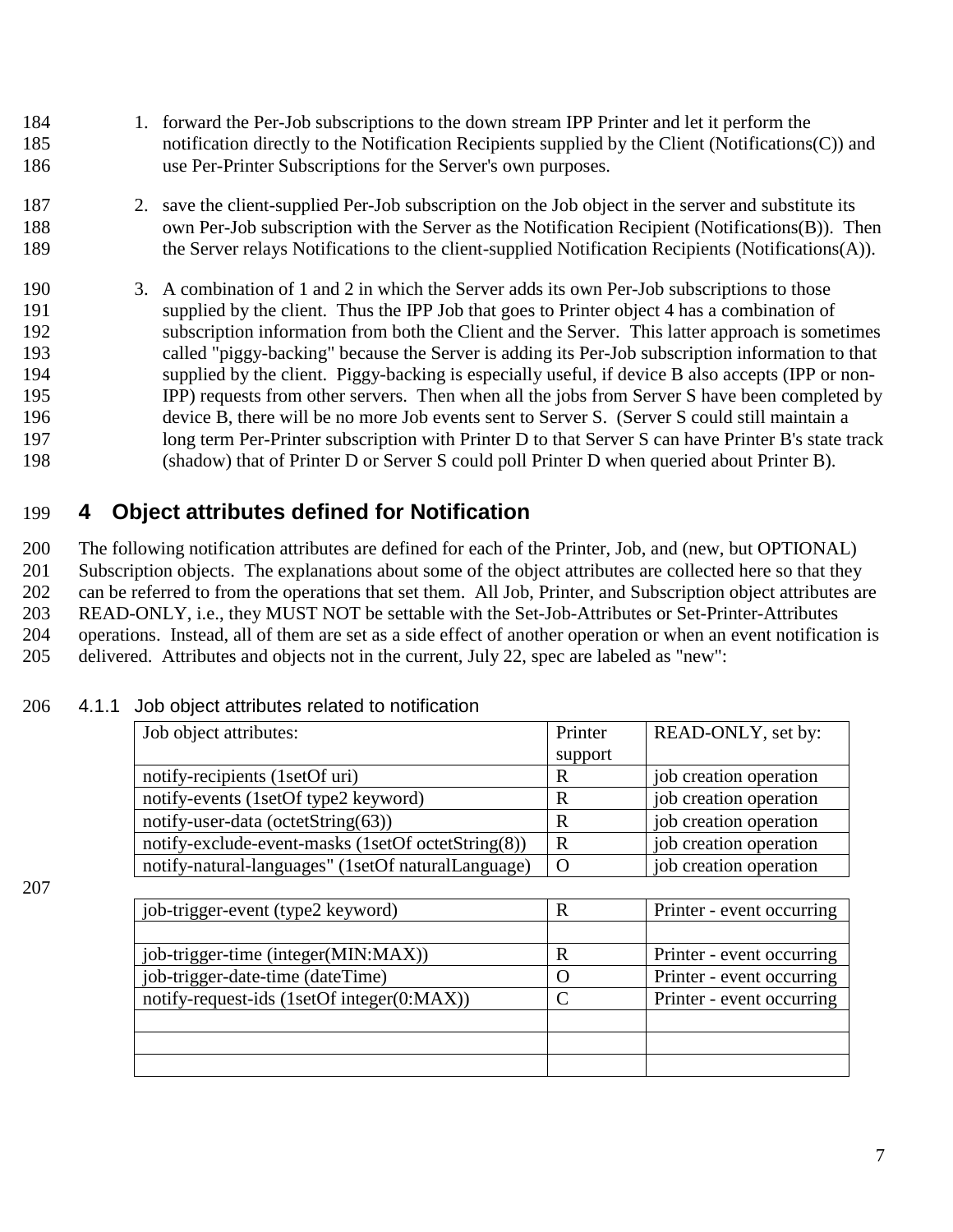1. forward the Per-Job subscriptions to the down stream IPP Printer and let it perform the notification directly to the Notification Recipients supplied by the Client (Notifications(C)) and use Per-Printer Subscriptions for the Server's own purposes.

2. save the client-supplied Per-Job subscription on the Job object in the server and substitute its own Per-Job subscription with the Server as the Notification Recipient (Notifications(B)). Then the Server relays Notifications to the client-supplied Notification Recipients (Notifications(A)).

3. A combination of 1 and 2 in which the Server adds its own Per-Job subscriptions to those supplied by the client. Thus the IPP Job that goes to Printer object 4 has a combination of subscription information from both the Client and the Server. This latter approach is sometimes called "piggy-backing" because the Server is adding its Per-Job subscription information to that supplied by the client. Piggy-backing is especially useful, if device B also accepts (IPP or non-IPP) requests from other servers. Then when all the jobs from Server S have been completed by device B, there will be no more Job events sent to Server S. (Server S could still maintain a long term Per-Printer subscription with Printer D to that Server S can have Printer B's state track (shadow) that of Printer D or Server S could poll Printer D when queried about Printer B).

# 4 Object attributes defined for Notification

The following notification attributes are defined for each of the Printer, Job, and (new, but OPTIONAL) Subscription objects. The explanations about some of the object attributes are collected here so that they can be referred to from the operations that set them. All Job, Printer, and Subscription object attributes are READ-ONLY, i.e., they MUST NOT be settable with the Set-Job-Attributes or Set-Printer-Attributes operations. Instead, all of them are set as a side effect of another operation or when an event notification is delivered. Attributes and objects not in the current, July 22, spec are labeled as "new":

### 4.1.1 Job object attributes related to notification

| Job object attributes: | Printer support | READ-ONLY, set by: |
|---|---|---|
| notify-recipients (1setOf uri) | R | job creation operation |
| notify-events (1setOf type2 keyword) | R | job creation operation |
| notify-user-data (octetString(63)) | R | job creation operation |
| notify-exclude-event-masks (1setOf octetString(8)) | R | job creation operation |
| notify-natural-languages" (1setOf naturalLanguage) | O | job creation operation |

| | | |
|---|---|---|
| job-trigger-event (type2 keyword) | R | Printer - event occurring |
| | | |
| job-trigger-time (integer(MIN:MAX)) | R | Printer - event occurring |
| job-trigger-date-time (dateTime) | O | Printer - event occurring |
| notify-request-ids (1setOf integer(0:MAX)) | C | Printer - event occurring |
| | | |
| | | |
| | | |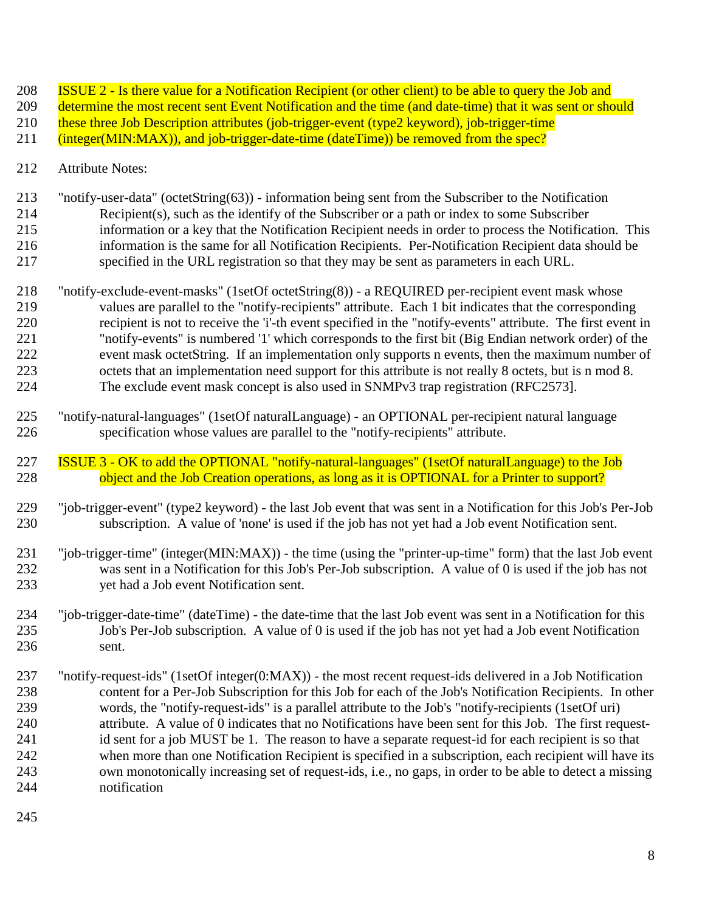ISSUE 2 - Is there value for a Notification Recipient (or other client) to be able to query the Job and determine the most recent sent Event Notification and the time (and date-time) that it was sent or should these three Job Description attributes (job-trigger-event (type2 keyword), job-trigger-time (integer(MIN:MAX)), and job-trigger-date-time (dateTime)) be removed from the spec?

Attribute Notes:

"notify-user-data" (octetString(63)) - information being sent from the Subscriber to the Notification Recipient(s), such as the identify of the Subscriber or a path or index to some Subscriber information or a key that the Notification Recipient needs in order to process the Notification. This information is the same for all Notification Recipients. Per-Notification Recipient data should be specified in the URL registration so that they may be sent as parameters in each URL.

"notify-exclude-event-masks" (1setOf octetString(8)) - a REQUIRED per-recipient event mask whose values are parallel to the "notify-recipients" attribute. Each 1 bit indicates that the corresponding recipient is not to receive the 'i'-th event specified in the "notify-events" attribute. The first event in "notify-events" is numbered '1' which corresponds to the first bit (Big Endian network order) of the event mask octetString. If an implementation only supports n events, then the maximum number of octets that an implementation need support for this attribute is not really 8 octets, but is n mod 8. The exclude event mask concept is also used in SNMPv3 trap registration (RFC2573].

"notify-natural-languages" (1setOf naturalLanguage) - an OPTIONAL per-recipient natural language specification whose values are parallel to the "notify-recipients" attribute.

ISSUE 3 - OK to add the OPTIONAL "notify-natural-languages" (1setOf naturalLanguage) to the Job object and the Job Creation operations, as long as it is OPTIONAL for a Printer to support?

"job-trigger-event" (type2 keyword) - the last Job event that was sent in a Notification for this Job's Per-Job subscription. A value of 'none' is used if the job has not yet had a Job event Notification sent.

"job-trigger-time" (integer(MIN:MAX)) - the time (using the "printer-up-time" form) that the last Job event was sent in a Notification for this Job's Per-Job subscription. A value of 0 is used if the job has not yet had a Job event Notification sent.

"job-trigger-date-time" (dateTime) - the date-time that the last Job event was sent in a Notification for this Job's Per-Job subscription. A value of 0 is used if the job has not yet had a Job event Notification sent.

"notify-request-ids" (1setOf integer(0:MAX)) - the most recent request-ids delivered in a Job Notification content for a Per-Job Subscription for this Job for each of the Job's Notification Recipients. In other words, the "notify-request-ids" is a parallel attribute to the Job's "notify-recipients (1setOf uri) attribute. A value of 0 indicates that no Notifications have been sent for this Job. The first request-id sent for a job MUST be 1. The reason to have a separate request-id for each recipient is so that when more than one Notification Recipient is specified in a subscription, each recipient will have its own monotonically increasing set of request-ids, i.e., no gaps, in order to be able to detect a missing notification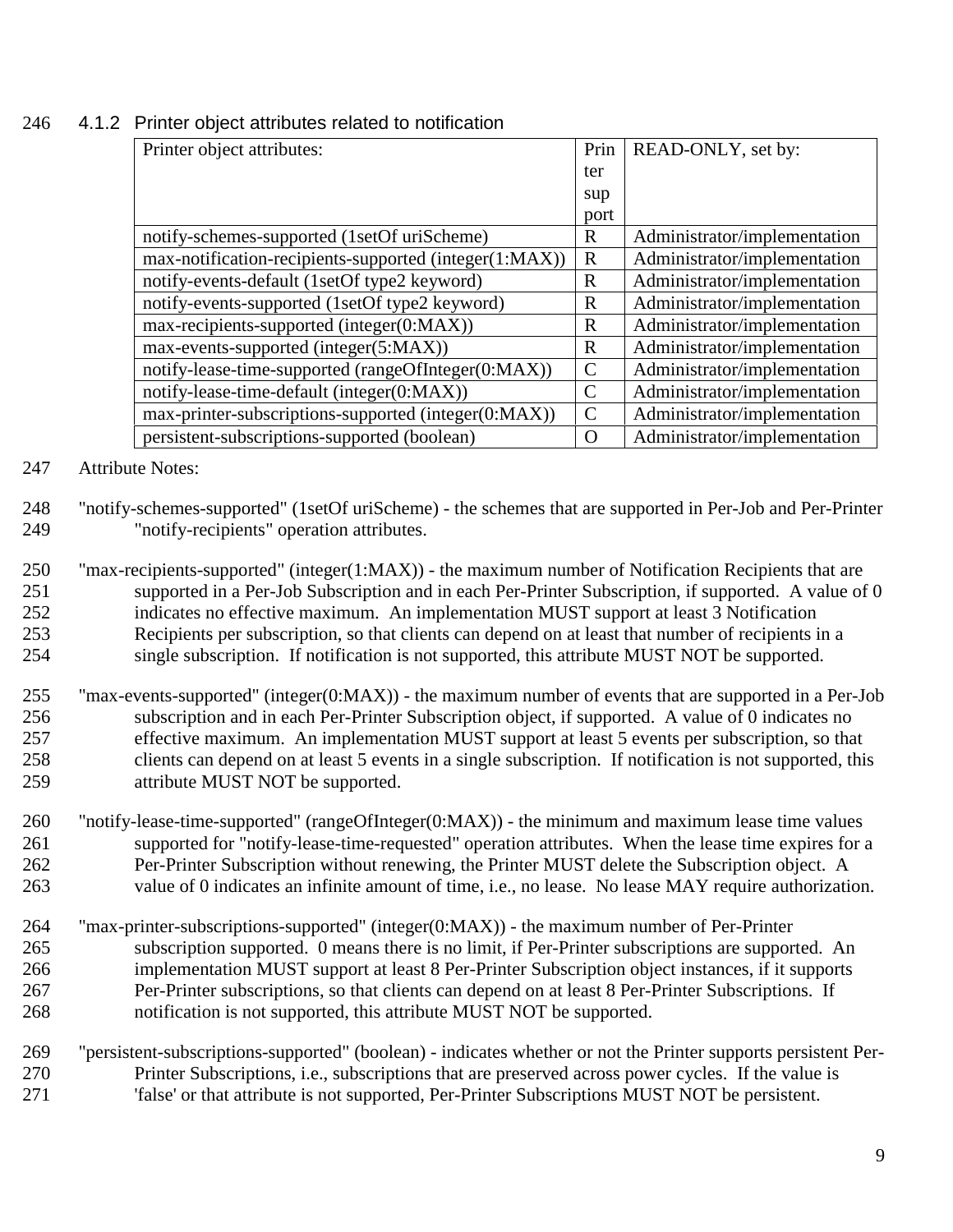### 4.1.2 Printer object attributes related to notification

| Printer object attributes: | Printer support | READ-ONLY, set by: |
|---|---|---|
| notify-schemes-supported (1setOf uriScheme) | R | Administrator/implementation |
| max-notification-recipients-supported (integer(1:MAX)) | R | Administrator/implementation |
| notify-events-default (1setOf type2 keyword) | R | Administrator/implementation |
| notify-events-supported (1setOf type2 keyword) | R | Administrator/implementation |
| max-recipients-supported (integer(0:MAX)) | R | Administrator/implementation |
| max-events-supported (integer(5:MAX)) | R | Administrator/implementation |
| notify-lease-time-supported (rangeOfInteger(0:MAX)) | C | Administrator/implementation |
| notify-lease-time-default (integer(0:MAX)) | C | Administrator/implementation |
| max-printer-subscriptions-supported (integer(0:MAX)) | C | Administrator/implementation |
| persistent-subscriptions-supported (boolean) | O | Administrator/implementation |

Attribute Notes:

"notify-schemes-supported" (1setOf uriScheme) - the schemes that are supported in Per-Job and Per-Printer "notify-recipients" operation attributes.

"max-recipients-supported" (integer(1:MAX)) - the maximum number of Notification Recipients that are supported in a Per-Job Subscription and in each Per-Printer Subscription, if supported. A value of 0 indicates no effective maximum. An implementation MUST support at least 3 Notification Recipients per subscription, so that clients can depend on at least that number of recipients in a single subscription. If notification is not supported, this attribute MUST NOT be supported.

"max-events-supported" (integer(0:MAX)) - the maximum number of events that are supported in a Per-Job subscription and in each Per-Printer Subscription object, if supported. A value of 0 indicates no effective maximum. An implementation MUST support at least 5 events per subscription, so that clients can depend on at least 5 events in a single subscription. If notification is not supported, this attribute MUST NOT be supported.

"notify-lease-time-supported" (rangeOfInteger(0:MAX)) - the minimum and maximum lease time values supported for "notify-lease-time-requested" operation attributes. When the lease time expires for a Per-Printer Subscription without renewing, the Printer MUST delete the Subscription object. A value of 0 indicates an infinite amount of time, i.e., no lease. No lease MAY require authorization.

"max-printer-subscriptions-supported" (integer(0:MAX)) - the maximum number of Per-Printer subscription supported. 0 means there is no limit, if Per-Printer subscriptions are supported. An implementation MUST support at least 8 Per-Printer Subscription object instances, if it supports Per-Printer subscriptions, so that clients can depend on at least 8 Per-Printer Subscriptions. If notification is not supported, this attribute MUST NOT be supported.

"persistent-subscriptions-supported" (boolean) - indicates whether or not the Printer supports persistent Per-Printer Subscriptions, i.e., subscriptions that are preserved across power cycles. If the value is 'false' or that attribute is not supported, Per-Printer Subscriptions MUST NOT be persistent.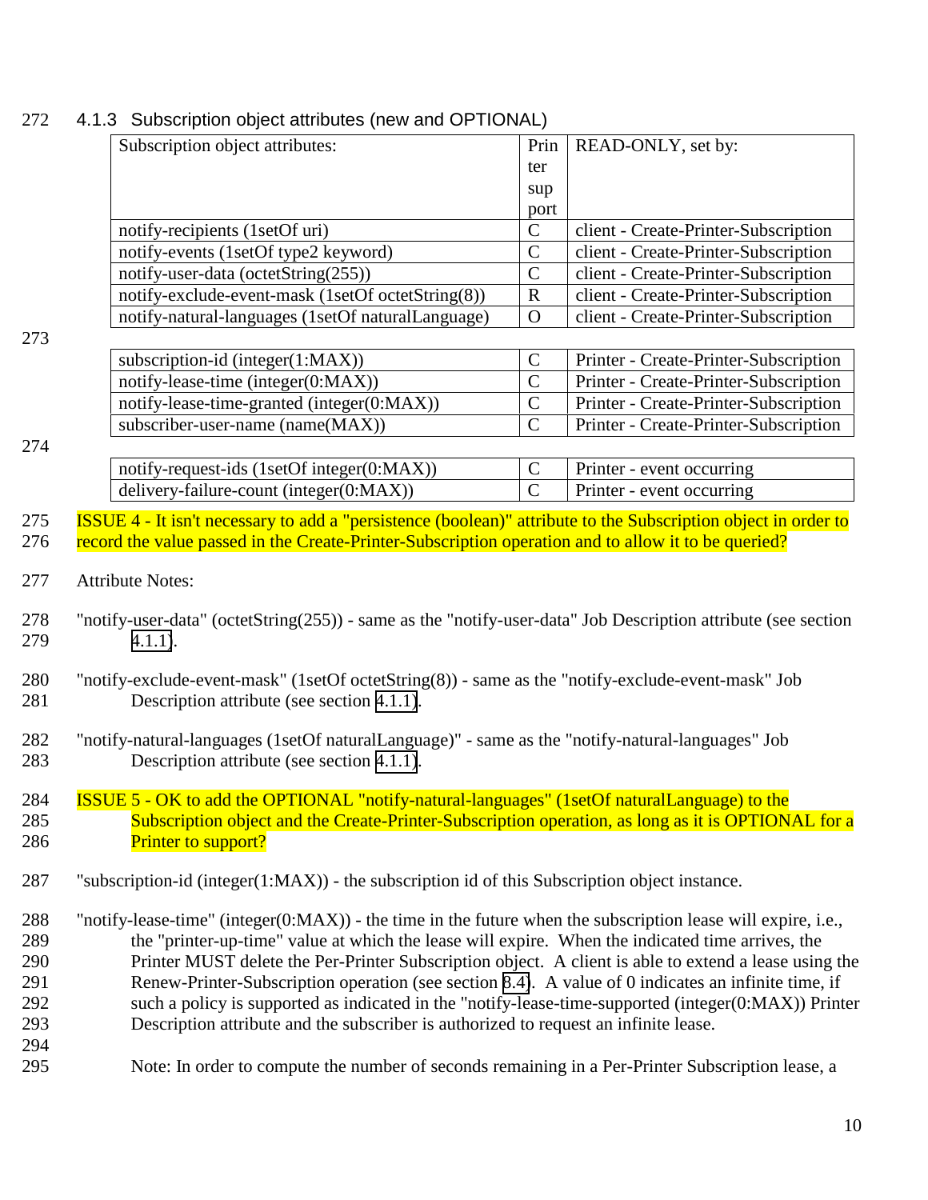### 4.1.3 Subscription object attributes (new and OPTIONAL)

| Subscription object attributes: | Printer support | READ-ONLY, set by: |
|---|---|---|
| notify-recipients (1setOf uri) | C | client - Create-Printer-Subscription |
| notify-events (1setOf type2 keyword) | C | client - Create-Printer-Subscription |
| notify-user-data (octetString(255)) | C | client - Create-Printer-Subscription |
| notify-exclude-event-mask (1setOf octetString(8)) | R | client - Create-Printer-Subscription |
| notify-natural-languages (1setOf naturalLanguage) | O | client - Create-Printer-Subscription |
| subscription-id (integer(1:MAX)) | C | Printer - Create-Printer-Subscription |
| notify-lease-time (integer(0:MAX)) | C | Printer - Create-Printer-Subscription |
| notify-lease-time-granted (integer(0:MAX)) | C | Printer - Create-Printer-Subscription |
| subscriber-user-name (name(MAX)) | C | Printer - Create-Printer-Subscription |
| notify-request-ids (1setOf integer(0:MAX)) | C | Printer - event occurring |
| delivery-failure-count (integer(0:MAX)) | C | Printer - event occurring |

ISSUE 4 - It isn't necessary to add a "persistence (boolean)" attribute to the Subscription object in order to record the value passed in the Create-Printer-Subscription operation and to allow it to be queried?

Attribute Notes:

"notify-user-data" (octetString(255)) - same as the "notify-user-data" Job Description attribute (see section 4.1.1).

"notify-exclude-event-mask" (1setOf octetString(8)) - same as the "notify-exclude-event-mask" Job Description attribute (see section 4.1.1).

"notify-natural-languages (1setOf naturalLanguage)" - same as the "notify-natural-languages" Job Description attribute (see section 4.1.1).

ISSUE 5 - OK to add the OPTIONAL "notify-natural-languages" (1setOf naturalLanguage) to the Subscription object and the Create-Printer-Subscription operation, as long as it is OPTIONAL for a Printer to support?

"subscription-id (integer(1:MAX)) - the subscription id of this Subscription object instance.

"notify-lease-time" (integer(0:MAX)) - the time in the future when the subscription lease will expire, i.e., the "printer-up-time" value at which the lease will expire. When the indicated time arrives, the Printer MUST delete the Per-Printer Subscription object. A client is able to extend a lease using the Renew-Printer-Subscription operation (see section 8.4). A value of 0 indicates an infinite time, if such a policy is supported as indicated in the "notify-lease-time-supported (integer(0:MAX)) Printer Description attribute and the subscriber is authorized to request an infinite lease.

Note: In order to compute the number of seconds remaining in a Per-Printer Subscription lease, a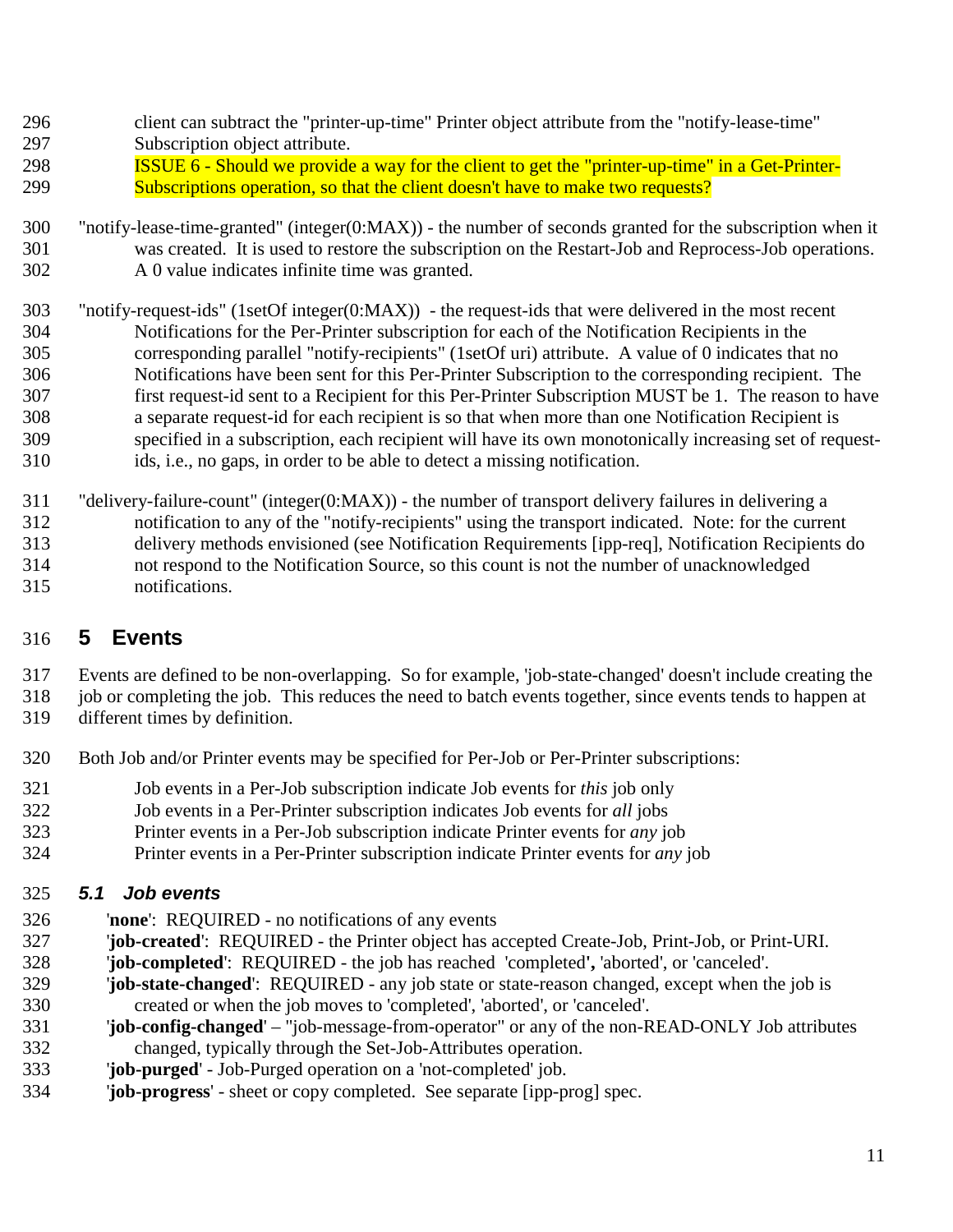client can subtract the "printer-up-time" Printer object attribute from the "notify-lease-time" Subscription object attribute.

ISSUE 6 - Should we provide a way for the client to get the "printer-up-time" in a Get-Printer-Subscriptions operation, so that the client doesn't have to make two requests?

"notify-lease-time-granted" (integer(0:MAX)) - the number of seconds granted for the subscription when it was created. It is used to restore the subscription on the Restart-Job and Reprocess-Job operations. A 0 value indicates infinite time was granted.

"notify-request-ids" (1setOf integer(0:MAX)) - the request-ids that were delivered in the most recent Notifications for the Per-Printer subscription for each of the Notification Recipients in the corresponding parallel "notify-recipients" (1setOf uri) attribute. A value of 0 indicates that no Notifications have been sent for this Per-Printer Subscription to the corresponding recipient. The first request-id sent to a Recipient for this Per-Printer Subscription MUST be 1. The reason to have a separate request-id for each recipient is so that when more than one Notification Recipient is specified in a subscription, each recipient will have its own monotonically increasing set of request-ids, i.e., no gaps, in order to be able to detect a missing notification.

"delivery-failure-count" (integer(0:MAX)) - the number of transport delivery failures in delivering a notification to any of the "notify-recipients" using the transport indicated. Note: for the current delivery methods envisioned (see Notification Requirements [ipp-req], Notification Recipients do not respond to the Notification Source, so this count is not the number of unacknowledged notifications.

# 5 Events

Events are defined to be non-overlapping. So for example, 'job-state-changed' doesn't include creating the job or completing the job. This reduces the need to batch events together, since events tends to happen at different times by definition.

Both Job and/or Printer events may be specified for Per-Job or Per-Printer subscriptions:

Job events in a Per-Job subscription indicate Job events for *this* job only
Job events in a Per-Printer subscription indicates Job events for *all* jobs
Printer events in a Per-Job subscription indicate Printer events for *any* job
Printer events in a Per-Printer subscription indicate Printer events for *any* job

## 5.1 Job events

'**none**': REQUIRED - no notifications of any events
'**job-created**': REQUIRED - the Printer object has accepted Create-Job, Print-Job, or Print-URI.
'**job-completed**': REQUIRED - the job has reached 'completed'**,** 'aborted', or 'canceled'.
'**job-state-changed**': REQUIRED - any job state or state-reason changed, except when the job is created or when the job moves to 'completed', 'aborted', or 'canceled'.
'**job-config-changed**' – "job-message-from-operator" or any of the non-READ-ONLY Job attributes changed, typically through the Set-Job-Attributes operation.
'**job-purged**' - Job-Purged operation on a 'not-completed' job.
'**job-progress**' - sheet or copy completed. See separate [ipp-prog] spec.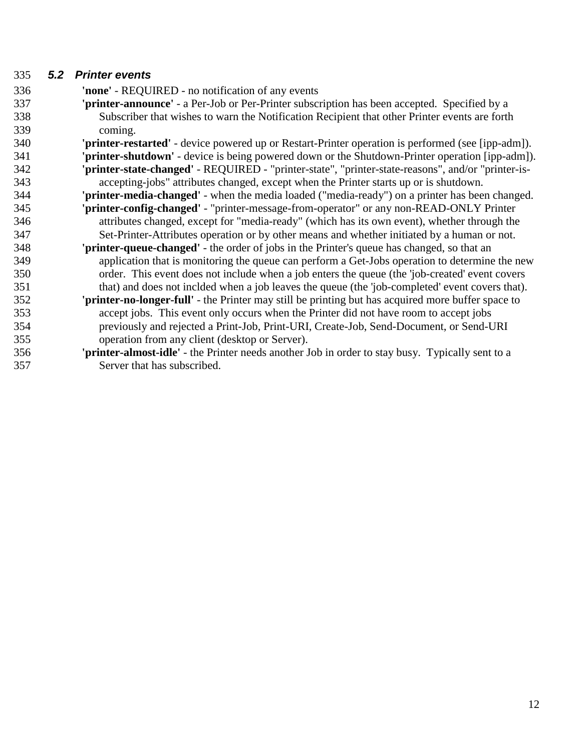### 5.2 Printer events

**'none'** - REQUIRED - no notification of any events

**'printer-announce'** - a Per-Job or Per-Printer subscription has been accepted. Specified by a Subscriber that wishes to warn the Notification Recipient that other Printer events are forth coming.

**'printer-restarted'** - device powered up or Restart-Printer operation is performed (see [ipp-adm]).

**'printer-shutdown'** - device is being powered down or the Shutdown-Printer operation [ipp-adm]).

**'printer-state-changed'** - REQUIRED - "printer-state", "printer-state-reasons", and/or "printer-is-accepting-jobs" attributes changed, except when the Printer starts up or is shutdown.

**'printer-media-changed'** - when the media loaded ("media-ready") on a printer has been changed.

**'printer-config-changed'** - "printer-message-from-operator" or any non-READ-ONLY Printer attributes changed, except for "media-ready" (which has its own event), whether through the Set-Printer-Attributes operation or by other means and whether initiated by a human or not.

**'printer-queue-changed'** - the order of jobs in the Printer's queue has changed, so that an application that is monitoring the queue can perform a Get-Jobs operation to determine the new order. This event does not include when a job enters the queue (the 'job-created' event covers that) and does not inclded when a job leaves the queue (the 'job-completed' event covers that).

**'printer-no-longer-full'** - the Printer may still be printing but has acquired more buffer space to accept jobs. This event only occurs when the Printer did not have room to accept jobs previously and rejected a Print-Job, Print-URI, Create-Job, Send-Document, or Send-URI operation from any client (desktop or Server).

**'printer-almost-idle'** - the Printer needs another Job in order to stay busy. Typically sent to a Server that has subscribed.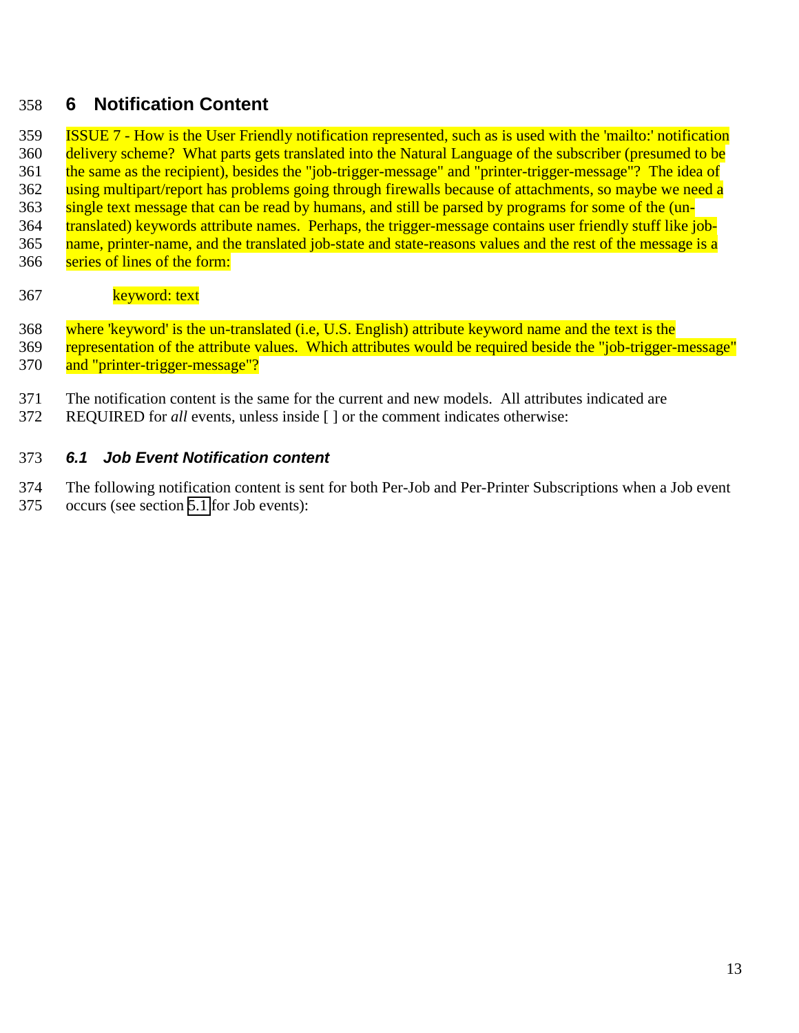# 6 Notification Content

ISSUE 7 - How is the User Friendly notification represented, such as is used with the 'mailto:' notification delivery scheme? What parts gets translated into the Natural Language of the subscriber (presumed to be the same as the recipient), besides the "job-trigger-message" and "printer-trigger-message"? The idea of using multipart/report has problems going through firewalls because of attachments, so maybe we need a single text message that can be read by humans, and still be parsed by programs for some of the (un-translated) keywords attribute names. Perhaps, the trigger-message contains user friendly stuff like job-name, printer-name, and the translated job-state and state-reasons values and the rest of the message is a series of lines of the form:

    keyword: text

where 'keyword' is the un-translated (i.e, U.S. English) attribute keyword name and the text is the representation of the attribute values. Which attributes would be required beside the "job-trigger-message" and "printer-trigger-message"?

The notification content is the same for the current and new models. All attributes indicated are REQUIRED for *all* events, unless inside [ ] or the comment indicates otherwise:

## 6.1 Job Event Notification content

The following notification content is sent for both Per-Job and Per-Printer Subscriptions when a Job event occurs (see section 5.1 for Job events):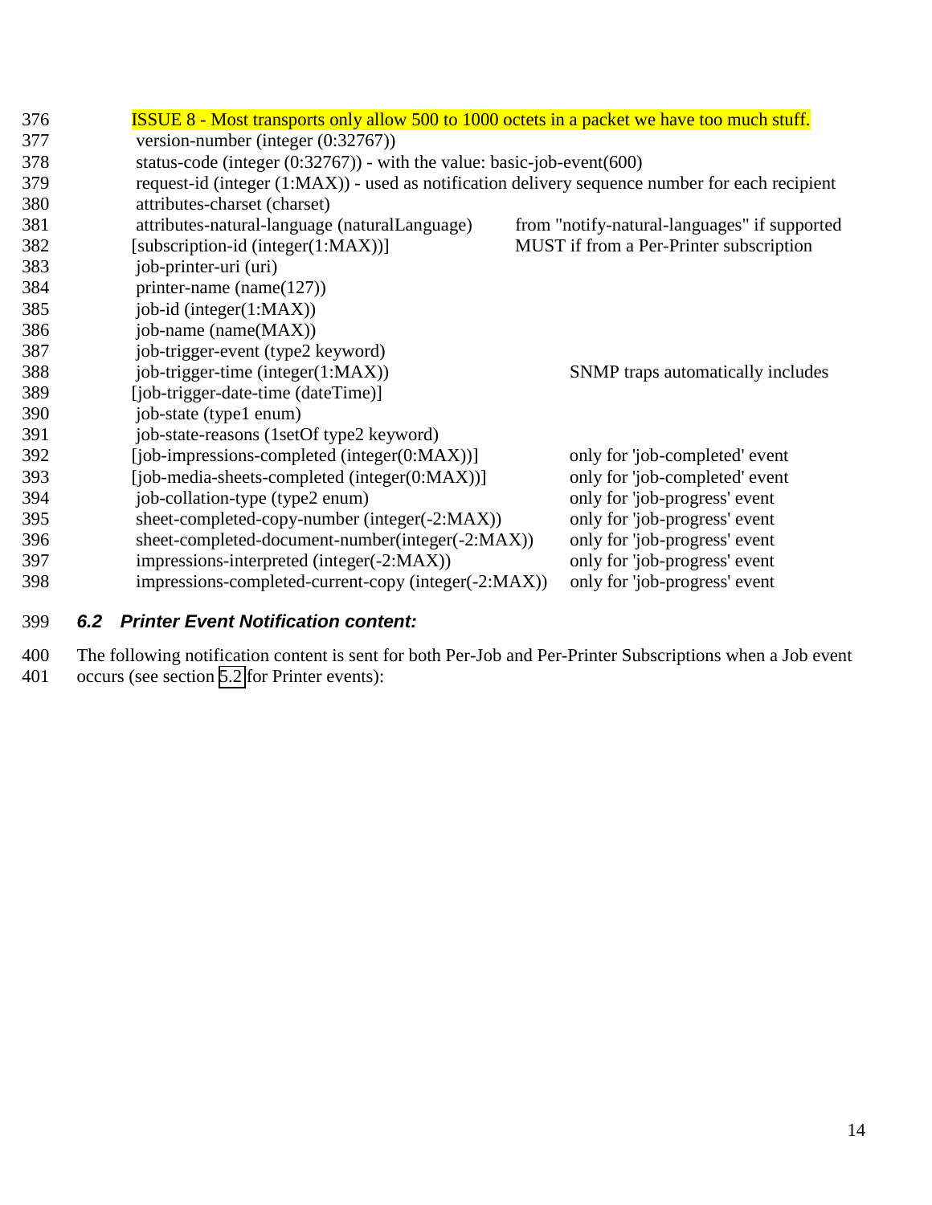ISSUE 8 - Most transports only allow 500 to 1000 octets in a packet we have too much stuff.

```
 version-number (integer (0:32767))
 status-code (integer (0:32767)) - with the value: basic-job-event(600)
 request-id (integer (1:MAX)) - used as notification delivery sequence number for each recipient
 attributes-charset (charset)
 attributes-natural-language (naturalLanguage)        from "notify-natural-languages" if supported
[subscription-id (integer(1:MAX))]                     MUST if from a Per-Printer subscription
 job-printer-uri (uri)
 printer-name (name(127))
 job-id (integer(1:MAX))
 job-name (name(MAX))
 job-trigger-event (type2 keyword)
 job-trigger-time (integer(1:MAX))                    SNMP traps automatically includes
[job-trigger-date-time (dateTime)]
 job-state (type1 enum)
 job-state-reasons (1setOf type2 keyword)
[job-impressions-completed (integer(0:MAX))]          only for 'job-completed' event
[job-media-sheets-completed (integer(0:MAX))]         only for 'job-completed' event
 job-collation-type (type2 enum)                      only for 'job-progress' event
 sheet-completed-copy-number (integer(-2:MAX))        only for 'job-progress' event
 sheet-completed-document-number(integer(-2:MAX))     only for 'job-progress' event
 impressions-interpreted (integer(-2:MAX))            only for 'job-progress' event
 impressions-completed-current-copy (integer(-2:MAX)) only for 'job-progress' event
```

### *6.2 Printer Event Notification content:*

The following notification content is sent for both Per-Job and Per-Printer Subscriptions when a Job event occurs (see section 5.2 for Printer events):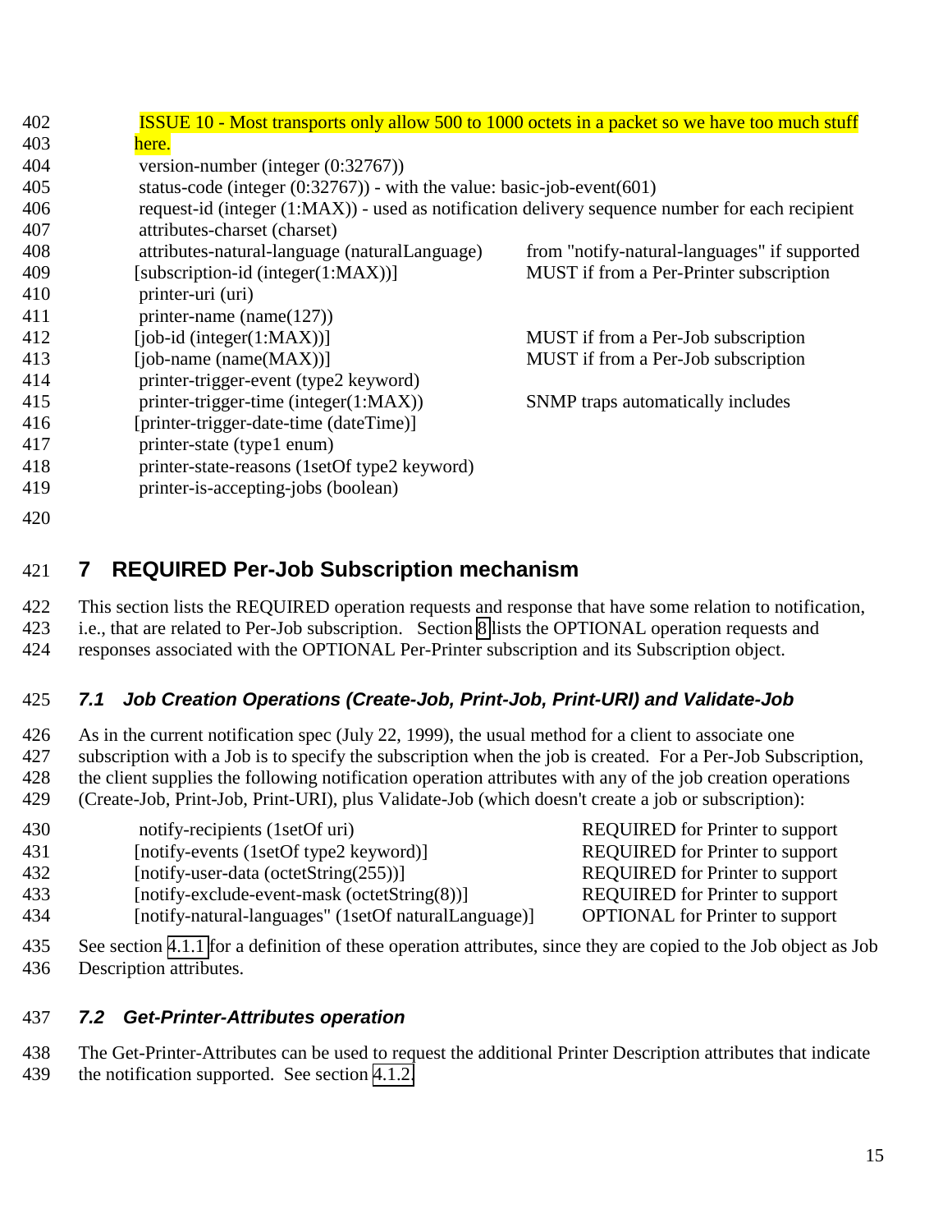ISSUE 10 - Most transports only allow 500 to 1000 octets in a packet so we have too much stuff here.

| Attribute | Notes |
|---|---|
| version-number (integer (0:32767)) | |
| status-code (integer (0:32767)) - with the value: basic-job-event(601) | |
| request-id (integer (1:MAX)) - used as notification delivery sequence number for each recipient | |
| attributes-charset (charset) | |
| attributes-natural-language (naturalLanguage) | from "notify-natural-languages" if supported |
| [subscription-id (integer(1:MAX))] | MUST if from a Per-Printer subscription |
| printer-uri (uri) | |
| printer-name (name(127)) | |
| [job-id (integer(1:MAX))] | MUST if from a Per-Job subscription |
| [job-name (name(MAX))] | MUST if from a Per-Job subscription |
| printer-trigger-event (type2 keyword) | |
| printer-trigger-time (integer(1:MAX)) | SNMP traps automatically includes |
| [printer-trigger-date-time (dateTime)] | |
| printer-state (type1 enum) | |
| printer-state-reasons (1setOf type2 keyword) | |
| printer-is-accepting-jobs (boolean) | |

# 7 REQUIRED Per-Job Subscription mechanism

This section lists the REQUIRED operation requests and response that have some relation to notification, i.e., that are related to Per-Job subscription. Section 8 lists the OPTIONAL operation requests and responses associated with the OPTIONAL Per-Printer subscription and its Subscription object.

## *7.1 Job Creation Operations (Create-Job, Print-Job, Print-URI) and Validate-Job*

As in the current notification spec (July 22, 1999), the usual method for a client to associate one subscription with a Job is to specify the subscription when the job is created. For a Per-Job Subscription, the client supplies the following notification operation attributes with any of the job creation operations (Create-Job, Print-Job, Print-URI), plus Validate-Job (which doesn't create a job or subscription):

| Attribute | Support |
|---|---|
| notify-recipients (1setOf uri) | REQUIRED for Printer to support |
| [notify-events (1setOf type2 keyword)] | REQUIRED for Printer to support |
| [notify-user-data (octetString(255))] | REQUIRED for Printer to support |
| [notify-exclude-event-mask (octetString(8))] | REQUIRED for Printer to support |
| [notify-natural-languages" (1setOf naturalLanguage)] | OPTIONAL for Printer to support |

See section 4.1.1 for a definition of these operation attributes, since they are copied to the Job object as Job Description attributes.

## *7.2 Get-Printer-Attributes operation*

The Get-Printer-Attributes can be used to request the additional Printer Description attributes that indicate the notification supported. See section 4.1.2.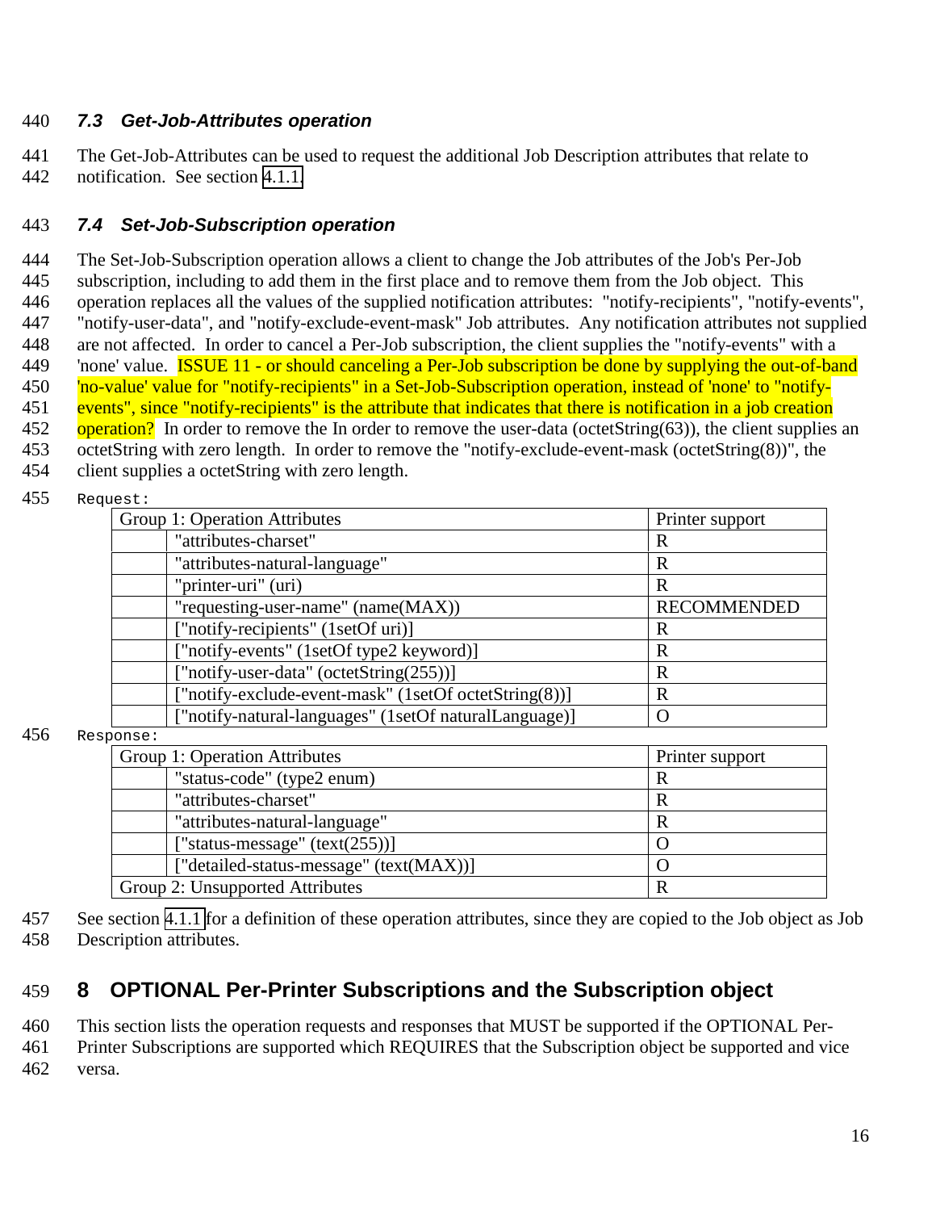### 7.3 Get-Job-Attributes operation

The Get-Job-Attributes can be used to request the additional Job Description attributes that relate to notification. See section 4.1.1.

### 7.4 Set-Job-Subscription operation

The Set-Job-Subscription operation allows a client to change the Job attributes of the Job's Per-Job subscription, including to add them in the first place and to remove them from the Job object. This operation replaces all the values of the supplied notification attributes: "notify-recipients", "notify-events", "notify-user-data", and "notify-exclude-event-mask" Job attributes. Any notification attributes not supplied are not affected. In order to cancel a Per-Job subscription, the client supplies the "notify-events" with a 'none' value. ISSUE 11 - or should canceling a Per-Job subscription be done by supplying the out-of-band 'no-value' value for "notify-recipients" in a Set-Job-Subscription operation, instead of 'none' to "notify-events", since "notify-recipients" is the attribute that indicates that there is notification in a job creation operation? In order to remove the In order to remove the user-data (octetString(63)), the client supplies an octetString with zero length. In order to remove the "notify-exclude-event-mask (octetString(8))", the client supplies a octetString with zero length.

Request:

| Group 1: Operation Attributes | | Printer support |
|---|---|---|
| | "attributes-charset" | R |
| | "attributes-natural-language" | R |
| | "printer-uri" (uri) | R |
| | "requesting-user-name" (name(MAX)) | RECOMMENDED |
| | ["notify-recipients" (1setOf uri)] | R |
| | ["notify-events" (1setOf type2 keyword)] | R |
| | ["notify-user-data" (octetString(255))] | R |
| | ["notify-exclude-event-mask" (1setOf octetString(8))] | R |
| | ["notify-natural-languages" (1setOf naturalLanguage)] | O |

Response:

| Group 1: Operation Attributes | | Printer support |
|---|---|---|
| | "status-code" (type2 enum) | R |
| | "attributes-charset" | R |
| | "attributes-natural-language" | R |
| | ["status-message" (text(255))] | O |
| | ["detailed-status-message" (text(MAX))] | O |
| Group 2: Unsupported Attributes | | R |

See section 4.1.1 for a definition of these operation attributes, since they are copied to the Job object as Job Description attributes.

## 8 OPTIONAL Per-Printer Subscriptions and the Subscription object

This section lists the operation requests and responses that MUST be supported if the OPTIONAL Per-Printer Subscriptions are supported which REQUIRES that the Subscription object be supported and vice versa.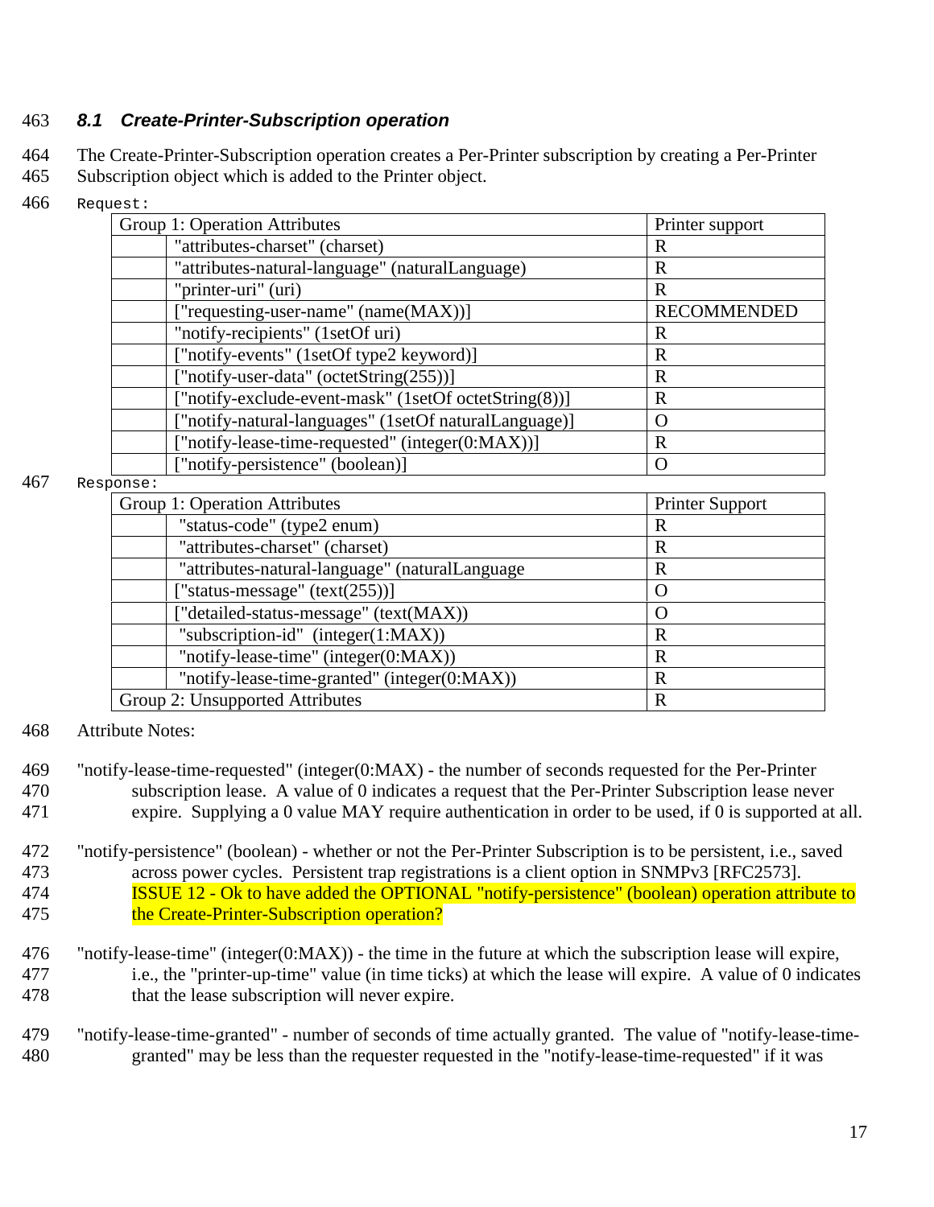### 8.1 Create-Printer-Subscription operation

The Create-Printer-Subscription operation creates a Per-Printer subscription by creating a Per-Printer Subscription object which is added to the Printer object.

Request:

| Group 1: Operation Attributes | | Printer support |
|---|---|---|
| | "attributes-charset" (charset) | R |
| | "attributes-natural-language" (naturalLanguage) | R |
| | "printer-uri" (uri) | R |
| | ["requesting-user-name" (name(MAX))] | RECOMMENDED |
| | "notify-recipients" (1setOf uri) | R |
| | ["notify-events" (1setOf type2 keyword)] | R |
| | ["notify-user-data" (octetString(255))] | R |
| | ["notify-exclude-event-mask" (1setOf octetString(8))] | R |
| | ["notify-natural-languages" (1setOf naturalLanguage)] | O |
| | ["notify-lease-time-requested" (integer(0:MAX))] | R |
| | ["notify-persistence" (boolean)] | O |

Response:

| Group 1: Operation Attributes | | Printer Support |
|---|---|---|
| | "status-code" (type2 enum) | R |
| | "attributes-charset" (charset) | R |
| | "attributes-natural-language" (naturalLanguage | R |
| | ["status-message" (text(255))] | O |
| | ["detailed-status-message" (text(MAX)) | O |
| | "subscription-id" (integer(1:MAX)) | R |
| | "notify-lease-time" (integer(0:MAX)) | R |
| | "notify-lease-time-granted" (integer(0:MAX)) | R |
| Group 2: Unsupported Attributes | | R |

Attribute Notes:

"notify-lease-time-requested" (integer(0:MAX) - the number of seconds requested for the Per-Printer subscription lease. A value of 0 indicates a request that the Per-Printer Subscription lease never expire. Supplying a 0 value MAY require authentication in order to be used, if 0 is supported at all.

"notify-persistence" (boolean) - whether or not the Per-Printer Subscription is to be persistent, i.e., saved across power cycles. Persistent trap registrations is a client option in SNMPv3 [RFC2573]. ISSUE 12 - Ok to have added the OPTIONAL "notify-persistence" (boolean) operation attribute to the Create-Printer-Subscription operation?

"notify-lease-time" (integer(0:MAX)) - the time in the future at which the subscription lease will expire, i.e., the "printer-up-time" value (in time ticks) at which the lease will expire. A value of 0 indicates that the lease subscription will never expire.

"notify-lease-time-granted" - number of seconds of time actually granted. The value of "notify-lease-time-granted" may be less than the requester requested in the "notify-lease-time-requested" if it was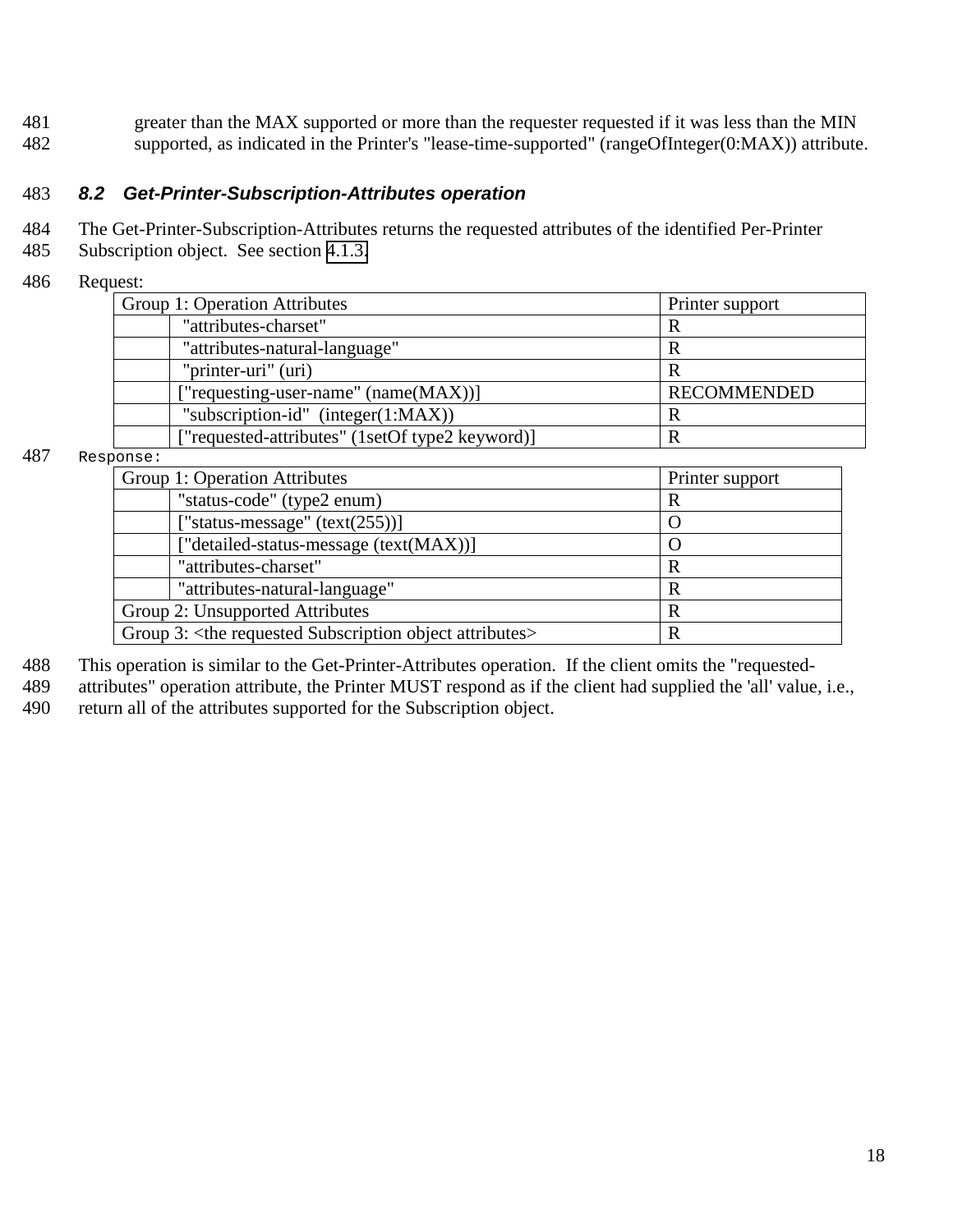greater than the MAX supported or more than the requester requested if it was less than the MIN supported, as indicated in the Printer's "lease-time-supported" (rangeOfInteger(0:MAX)) attribute.

### 8.2 Get-Printer-Subscription-Attributes operation

The Get-Printer-Subscription-Attributes returns the requested attributes of the identified Per-Printer Subscription object. See section 4.1.3.

Request:

| Group 1: Operation Attributes | | Printer support |
|---|---|---|
| | "attributes-charset" | R |
| | "attributes-natural-language" | R |
| | "printer-uri" (uri) | R |
| | ["requesting-user-name" (name(MAX))] | RECOMMENDED |
| | "subscription-id" (integer(1:MAX)) | R |
| | ["requested-attributes" (1setOf type2 keyword)] | R |

Response:

| Group 1: Operation Attributes | | Printer support |
|---|---|---|
| | "status-code" (type2 enum) | R |
| | ["status-message" (text(255))] | O |
| | ["detailed-status-message (text(MAX))] | O |
| | "attributes-charset" | R |
| | "attributes-natural-language" | R |
| Group 2: Unsupported Attributes | | R |
| Group 3: <the requested Subscription object attributes> | | R |

This operation is similar to the Get-Printer-Attributes operation. If the client omits the "requested-attributes" operation attribute, the Printer MUST respond as if the client had supplied the 'all' value, i.e., return all of the attributes supported for the Subscription object.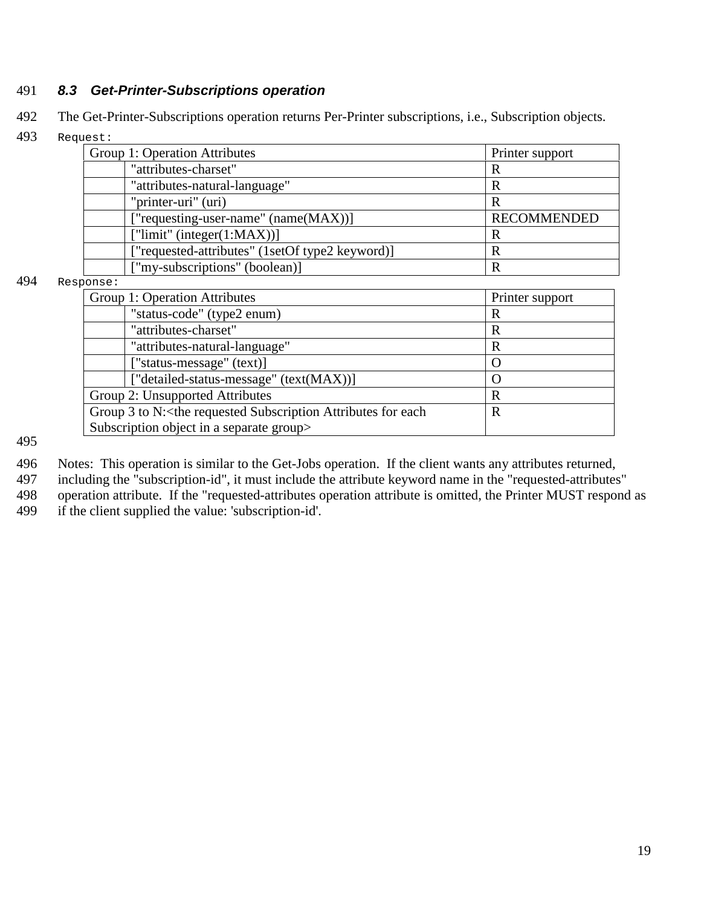### 8.3 Get-Printer-Subscriptions operation

The Get-Printer-Subscriptions operation returns Per-Printer subscriptions, i.e., Subscription objects.

Request:

| Group 1: Operation Attributes | | Printer support |
|---|---|---|
| | "attributes-charset" | R |
| | "attributes-natural-language" | R |
| | "printer-uri" (uri) | R |
| | ["requesting-user-name" (name(MAX))] | RECOMMENDED |
| | ["limit" (integer(1:MAX))] | R |
| | ["requested-attributes" (1setOf type2 keyword)] | R |
| | ["my-subscriptions" (boolean)] | R |

Response:

| Group 1: Operation Attributes | | Printer support |
|---|---|---|
| | "status-code" (type2 enum) | R |
| | "attributes-charset" | R |
| | "attributes-natural-language" | R |
| | ["status-message" (text)] | O |
| | ["detailed-status-message" (text(MAX))] | O |
| Group 2: Unsupported Attributes | | R |
| Group 3 to N:<the requested Subscription Attributes for each Subscription object in a separate group> | | R |

Notes: This operation is similar to the Get-Jobs operation. If the client wants any attributes returned, including the "subscription-id", it must include the attribute keyword name in the "requested-attributes" operation attribute. If the "requested-attributes operation attribute is omitted, the Printer MUST respond as if the client supplied the value: 'subscription-id'.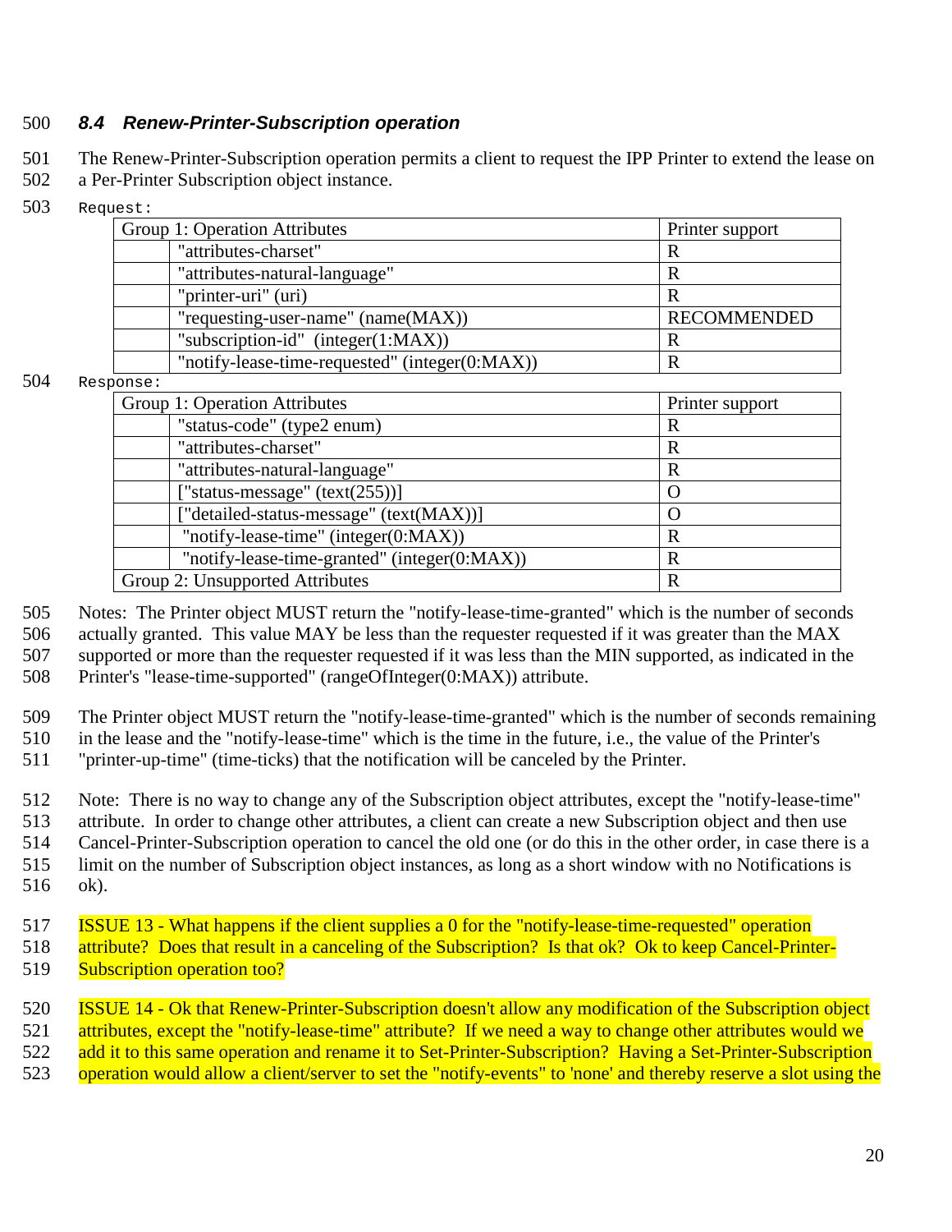### 8.4 Renew-Printer-Subscription operation

The Renew-Printer-Subscription operation permits a client to request the IPP Printer to extend the lease on a Per-Printer Subscription object instance.

Request:

| Group 1: Operation Attributes | | Printer support |
|---|---|---|
| | "attributes-charset" | R |
| | "attributes-natural-language" | R |
| | "printer-uri" (uri) | R |
| | "requesting-user-name" (name(MAX)) | RECOMMENDED |
| | "subscription-id" (integer(1:MAX)) | R |
| | "notify-lease-time-requested" (integer(0:MAX)) | R |

Response:

| Group 1: Operation Attributes | | Printer support |
|---|---|---|
| | "status-code" (type2 enum) | R |
| | "attributes-charset" | R |
| | "attributes-natural-language" | R |
| | ["status-message" (text(255))] | O |
| | ["detailed-status-message" (text(MAX))] | O |
| | "notify-lease-time" (integer(0:MAX)) | R |
| | "notify-lease-time-granted" (integer(0:MAX)) | R |
| Group 2: Unsupported Attributes | | R |

Notes: The Printer object MUST return the "notify-lease-time-granted" which is the number of seconds actually granted. This value MAY be less than the requester requested if it was greater than the MAX supported or more than the requester requested if it was less than the MIN supported, as indicated in the Printer's "lease-time-supported" (rangeOfInteger(0:MAX)) attribute.

The Printer object MUST return the "notify-lease-time-granted" which is the number of seconds remaining in the lease and the "notify-lease-time" which is the time in the future, i.e., the value of the Printer's "printer-up-time" (time-ticks) that the notification will be canceled by the Printer.

Note: There is no way to change any of the Subscription object attributes, except the "notify-lease-time" attribute. In order to change other attributes, a client can create a new Subscription object and then use Cancel-Printer-Subscription operation to cancel the old one (or do this in the other order, in case there is a limit on the number of Subscription object instances, as long as a short window with no Notifications is ok).

ISSUE 13 - What happens if the client supplies a 0 for the "notify-lease-time-requested" operation attribute? Does that result in a canceling of the Subscription? Is that ok? Ok to keep Cancel-Printer-Subscription operation too?

ISSUE 14 - Ok that Renew-Printer-Subscription doesn't allow any modification of the Subscription object attributes, except the "notify-lease-time" attribute? If we need a way to change other attributes would we add it to this same operation and rename it to Set-Printer-Subscription? Having a Set-Printer-Subscription operation would allow a client/server to set the "notify-events" to 'none' and thereby reserve a slot using the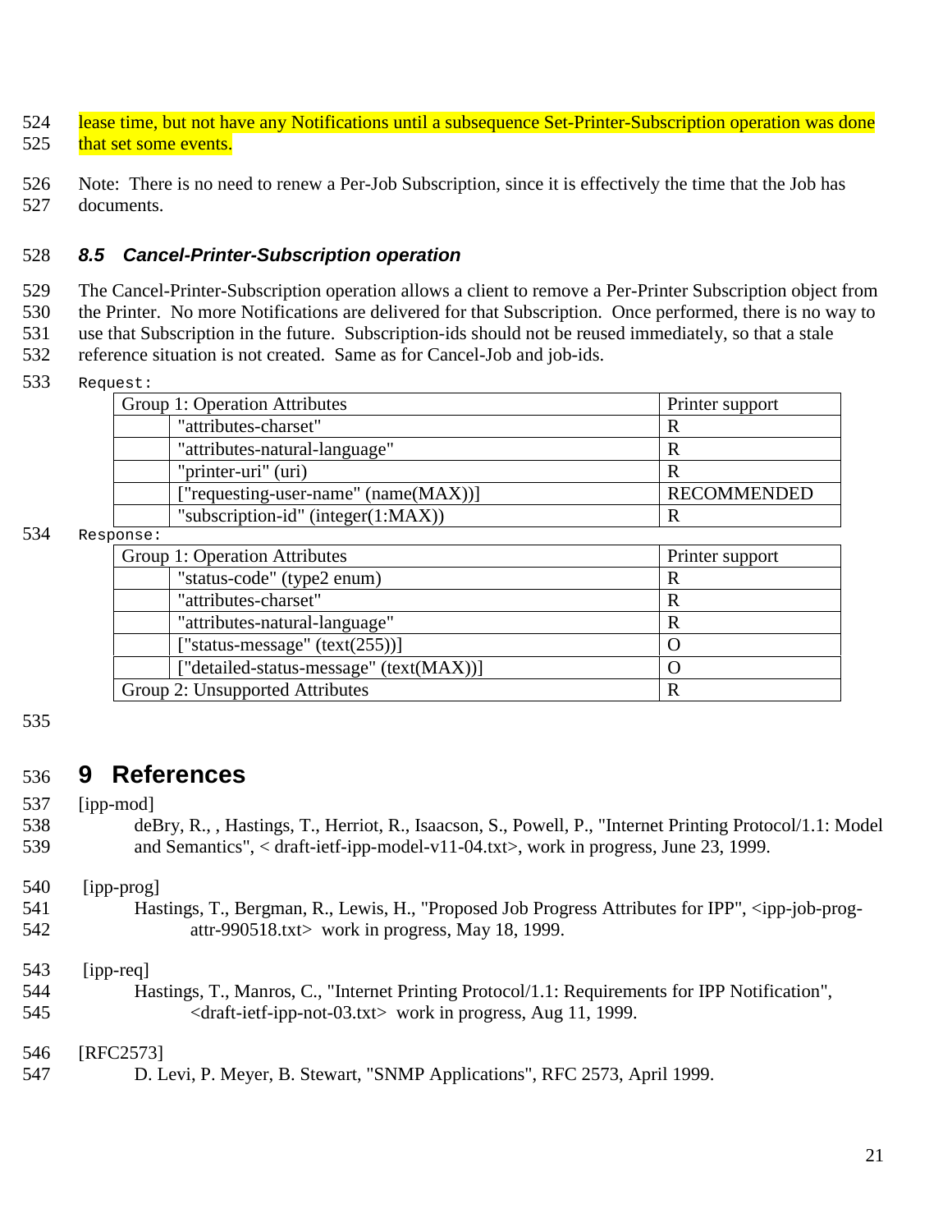lease time, but not have any Notifications until a subsequence Set-Printer-Subscription operation was done that set some events.

Note: There is no need to renew a Per-Job Subscription, since it is effectively the time that the Job has documents.

### *8.5 Cancel-Printer-Subscription operation*

The Cancel-Printer-Subscription operation allows a client to remove a Per-Printer Subscription object from the Printer. No more Notifications are delivered for that Subscription. Once performed, there is no way to use that Subscription in the future. Subscription-ids should not be reused immediately, so that a stale reference situation is not created. Same as for Cancel-Job and job-ids.

Request:

| Group 1: Operation Attributes | | Printer support |
|---|---|---|
| | "attributes-charset" | R |
| | "attributes-natural-language" | R |
| | "printer-uri" (uri) | R |
| | ["requesting-user-name" (name(MAX))] | RECOMMENDED |
| | "subscription-id" (integer(1:MAX)) | R |

Response:

| Group 1: Operation Attributes | | Printer support |
|---|---|---|
| | "status-code" (type2 enum) | R |
| | "attributes-charset" | R |
| | "attributes-natural-language" | R |
| | ["status-message" (text(255))] | O |
| | ["detailed-status-message" (text(MAX))] | O |
| Group 2: Unsupported Attributes | | R |

# 9 References

[ipp-mod]
deBry, R., , Hastings, T., Herriot, R., Isaacson, S., Powell, P., "Internet Printing Protocol/1.1: Model and Semantics", < draft-ietf-ipp-model-v11-04.txt>, work in progress, June 23, 1999.

[ipp-prog]
Hastings, T., Bergman, R., Lewis, H., "Proposed Job Progress Attributes for IPP", <ipp-job-prog-attr-990518.txt> work in progress, May 18, 1999.

[ipp-req]
Hastings, T., Manros, C., "Internet Printing Protocol/1.1: Requirements for IPP Notification", <draft-ietf-ipp-not-03.txt> work in progress, Aug 11, 1999.

[RFC2573]
D. Levi, P. Meyer, B. Stewart, "SNMP Applications", RFC 2573, April 1999.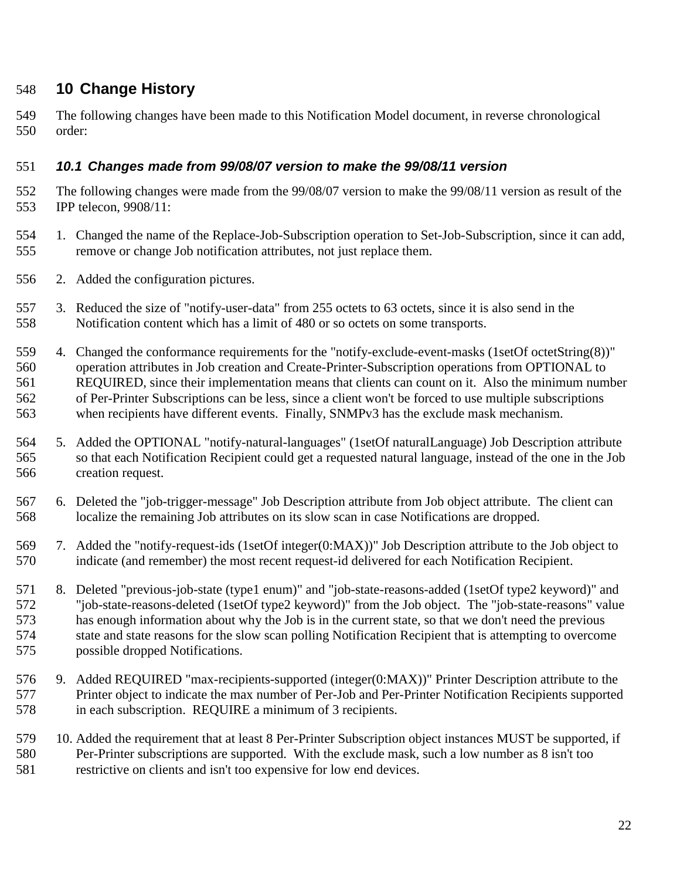# 10 Change History

The following changes have been made to this Notification Model document, in reverse chronological order:

## 10.1 Changes made from 99/08/07 version to make the 99/08/11 version

The following changes were made from the 99/08/07 version to make the 99/08/11 version as result of the IPP telecon, 9908/11:

1. Changed the name of the Replace-Job-Subscription operation to Set-Job-Subscription, since it can add, remove or change Job notification attributes, not just replace them.

2. Added the configuration pictures.

3. Reduced the size of "notify-user-data" from 255 octets to 63 octets, since it is also send in the Notification content which has a limit of 480 or so octets on some transports.

4. Changed the conformance requirements for the "notify-exclude-event-masks (1setOf octetString(8))" operation attributes in Job creation and Create-Printer-Subscription operations from OPTIONAL to REQUIRED, since their implementation means that clients can count on it. Also the minimum number of Per-Printer Subscriptions can be less, since a client won't be forced to use multiple subscriptions when recipients have different events. Finally, SNMPv3 has the exclude mask mechanism.

5. Added the OPTIONAL "notify-natural-languages" (1setOf naturalLanguage) Job Description attribute so that each Notification Recipient could get a requested natural language, instead of the one in the Job creation request.

6. Deleted the "job-trigger-message" Job Description attribute from Job object attribute. The client can localize the remaining Job attributes on its slow scan in case Notifications are dropped.

7. Added the "notify-request-ids (1setOf integer(0:MAX))" Job Description attribute to the Job object to indicate (and remember) the most recent request-id delivered for each Notification Recipient.

8. Deleted "previous-job-state (type1 enum)" and "job-state-reasons-added (1setOf type2 keyword)" and "job-state-reasons-deleted (1setOf type2 keyword)" from the Job object. The "job-state-reasons" value has enough information about why the Job is in the current state, so that we don't need the previous state and state reasons for the slow scan polling Notification Recipient that is attempting to overcome possible dropped Notifications.

9. Added REQUIRED "max-recipients-supported (integer(0:MAX))" Printer Description attribute to the Printer object to indicate the max number of Per-Job and Per-Printer Notification Recipients supported in each subscription. REQUIRE a minimum of 3 recipients.

10. Added the requirement that at least 8 Per-Printer Subscription object instances MUST be supported, if Per-Printer subscriptions are supported. With the exclude mask, such a low number as 8 isn't too restrictive on clients and isn't too expensive for low end devices.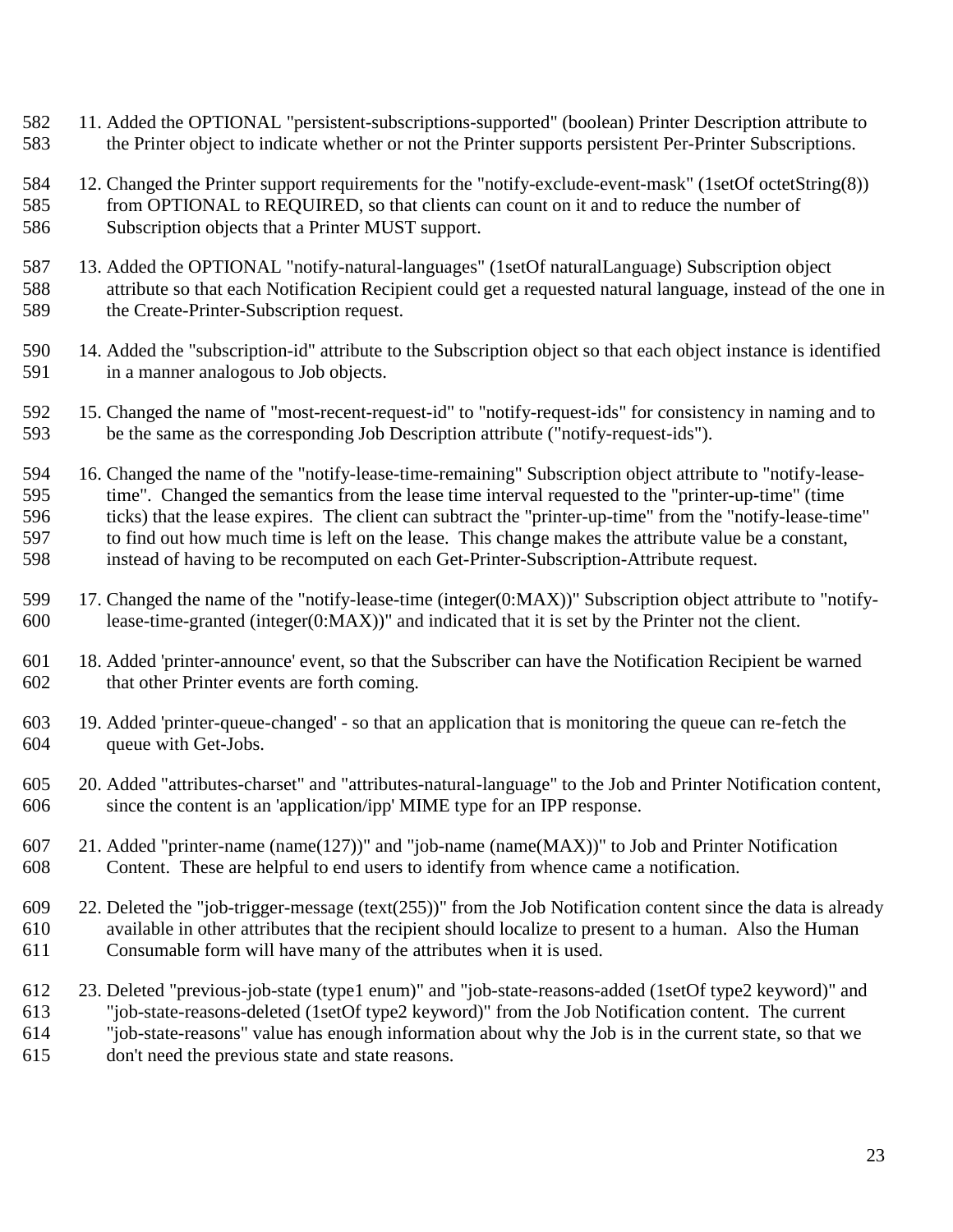11. Added the OPTIONAL "persistent-subscriptions-supported" (boolean) Printer Description attribute to the Printer object to indicate whether or not the Printer supports persistent Per-Printer Subscriptions.

12. Changed the Printer support requirements for the "notify-exclude-event-mask" (1setOf octetString(8)) from OPTIONAL to REQUIRED, so that clients can count on it and to reduce the number of Subscription objects that a Printer MUST support.

13. Added the OPTIONAL "notify-natural-languages" (1setOf naturalLanguage) Subscription object attribute so that each Notification Recipient could get a requested natural language, instead of the one in the Create-Printer-Subscription request.

14. Added the "subscription-id" attribute to the Subscription object so that each object instance is identified in a manner analogous to Job objects.

15. Changed the name of "most-recent-request-id" to "notify-request-ids" for consistency in naming and to be the same as the corresponding Job Description attribute ("notify-request-ids").

16. Changed the name of the "notify-lease-time-remaining" Subscription object attribute to "notify-lease-time". Changed the semantics from the lease time interval requested to the "printer-up-time" (time ticks) that the lease expires. The client can subtract the "printer-up-time" from the "notify-lease-time" to find out how much time is left on the lease. This change makes the attribute value be a constant, instead of having to be recomputed on each Get-Printer-Subscription-Attribute request.

17. Changed the name of the "notify-lease-time (integer(0:MAX))" Subscription object attribute to "notify-lease-time-granted (integer(0:MAX))" and indicated that it is set by the Printer not the client.

18. Added 'printer-announce' event, so that the Subscriber can have the Notification Recipient be warned that other Printer events are forth coming.

19. Added 'printer-queue-changed' - so that an application that is monitoring the queue can re-fetch the queue with Get-Jobs.

20. Added "attributes-charset" and "attributes-natural-language" to the Job and Printer Notification content, since the content is an 'application/ipp' MIME type for an IPP response.

21. Added "printer-name (name(127))" and "job-name (name(MAX))" to Job and Printer Notification Content. These are helpful to end users to identify from whence came a notification.

22. Deleted the "job-trigger-message (text(255))" from the Job Notification content since the data is already available in other attributes that the recipient should localize to present to a human. Also the Human Consumable form will have many of the attributes when it is used.

23. Deleted "previous-job-state (type1 enum)" and "job-state-reasons-added (1setOf type2 keyword)" and "job-state-reasons-deleted (1setOf type2 keyword)" from the Job Notification content. The current "job-state-reasons" value has enough information about why the Job is in the current state, so that we don't need the previous state and state reasons.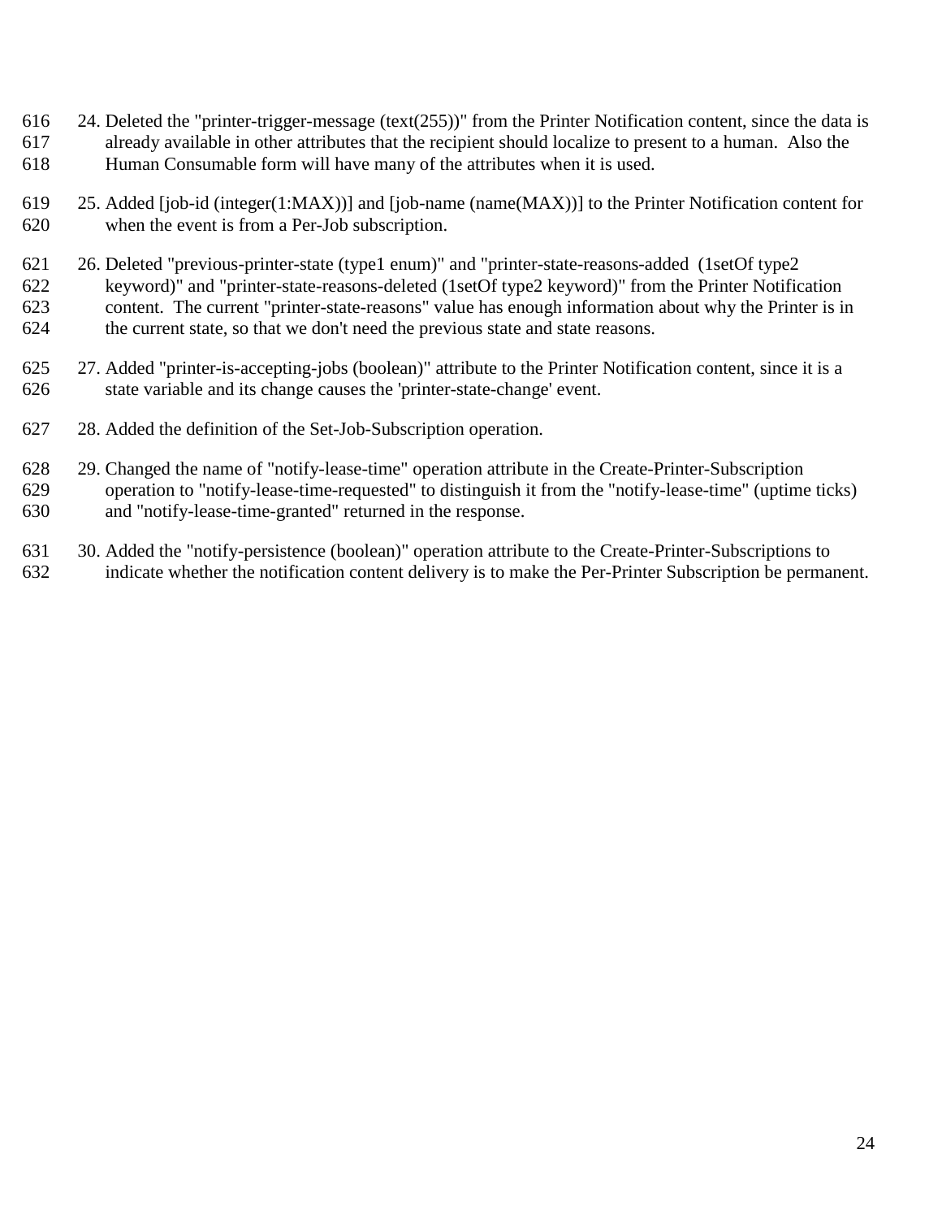24. Deleted the "printer-trigger-message (text(255))" from the Printer Notification content, since the data is already available in other attributes that the recipient should localize to present to a human. Also the Human Consumable form will have many of the attributes when it is used.

25. Added [job-id (integer(1:MAX))] and [job-name (name(MAX))] to the Printer Notification content for when the event is from a Per-Job subscription.

26. Deleted "previous-printer-state (type1 enum)" and "printer-state-reasons-added (1setOf type2 keyword)" and "printer-state-reasons-deleted (1setOf type2 keyword)" from the Printer Notification content. The current "printer-state-reasons" value has enough information about why the Printer is in the current state, so that we don't need the previous state and state reasons.

27. Added "printer-is-accepting-jobs (boolean)" attribute to the Printer Notification content, since it is a state variable and its change causes the 'printer-state-change' event.

28. Added the definition of the Set-Job-Subscription operation.

29. Changed the name of "notify-lease-time" operation attribute in the Create-Printer-Subscription operation to "notify-lease-time-requested" to distinguish it from the "notify-lease-time" (uptime ticks) and "notify-lease-time-granted" returned in the response.

30. Added the "notify-persistence (boolean)" operation attribute to the Create-Printer-Subscriptions to indicate whether the notification content delivery is to make the Per-Printer Subscription be permanent.